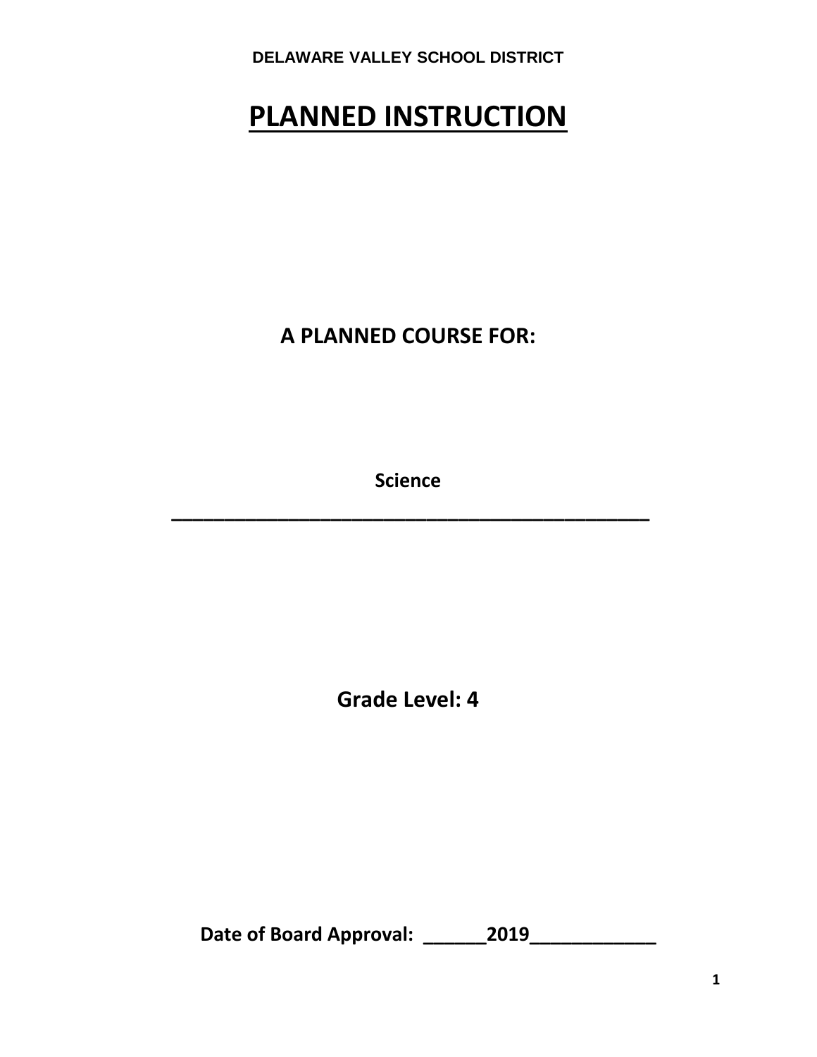**DELAWARE VALLEY SCHOOL DISTRICT**

# PLANNED INSTRUCTION

## A PLANNED COURSE FOR:

**Science**

**_______________________________________________**

## Grade Level: 4

**Date of Board Approval: ______2019____________**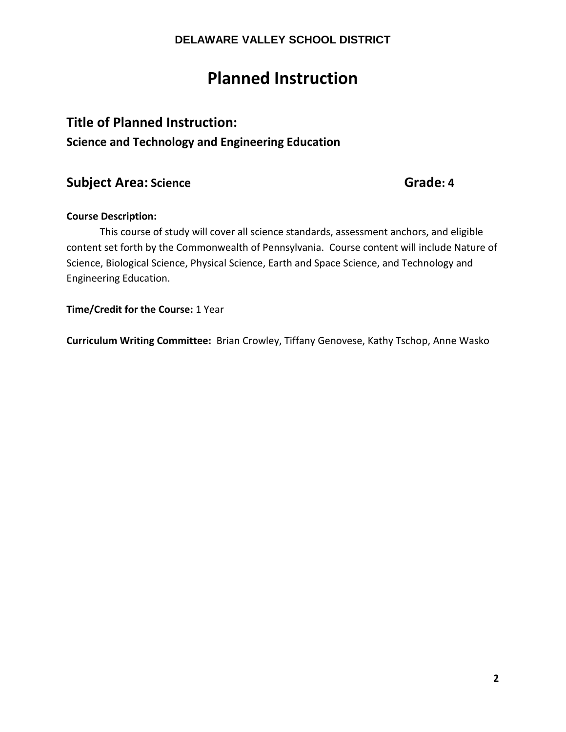**DELAWARE VALLEY SCHOOL DISTRICT**

# Planned Instruction

## Title of Planned Instruction:

### Science and Technology and Engineering Education

## Subject Area: Science Grade: 4

**Course Description:**

This course of study will cover all science standards, assessment anchors, and eligible content set forth by the Commonwealth of Pennsylvania. Course content will include Nature of Science, Biological Science, Physical Science, Earth and Space Science, and Technology and Engineering Education.

**Time/Credit for the Course:** 1 Year

**Curriculum Writing Committee:** Brian Crowley, Tiffany Genovese, Kathy Tschop, Anne Wasko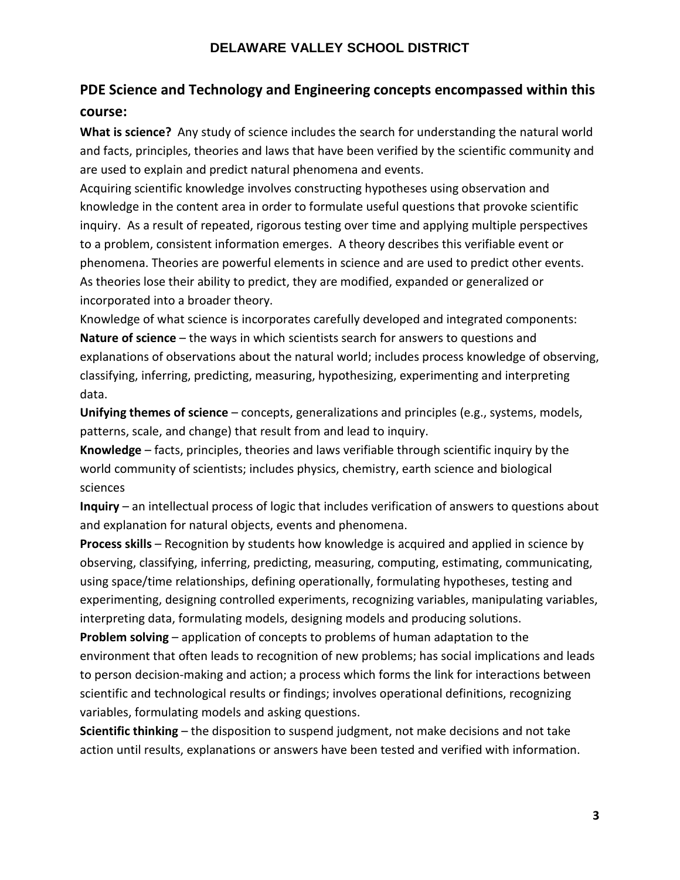## PDE Science and Technology and Engineering concepts encompassed within this course:

**What is science?** Any study of science includes the search for understanding the natural world and facts, principles, theories and laws that have been verified by the scientific community and are used to explain and predict natural phenomena and events.

Acquiring scientific knowledge involves constructing hypotheses using observation and knowledge in the content area in order to formulate useful questions that provoke scientific inquiry. As a result of repeated, rigorous testing over time and applying multiple perspectives to a problem, consistent information emerges. A theory describes this verifiable event or phenomena. Theories are powerful elements in science and are used to predict other events. As theories lose their ability to predict, they are modified, expanded or generalized or incorporated into a broader theory.

Knowledge of what science is incorporates carefully developed and integrated components:

**Nature of science** – the ways in which scientists search for answers to questions and explanations of observations about the natural world; includes process knowledge of observing, classifying, inferring, predicting, measuring, hypothesizing, experimenting and interpreting data.

**Unifying themes of science** – concepts, generalizations and principles (e.g., systems, models, patterns, scale, and change) that result from and lead to inquiry.

**Knowledge** – facts, principles, theories and laws verifiable through scientific inquiry by the world community of scientists; includes physics, chemistry, earth science and biological sciences

**Inquiry** – an intellectual process of logic that includes verification of answers to questions about and explanation for natural objects, events and phenomena.

**Process skills** – Recognition by students how knowledge is acquired and applied in science by observing, classifying, inferring, predicting, measuring, computing, estimating, communicating, using space/time relationships, defining operationally, formulating hypotheses, testing and experimenting, designing controlled experiments, recognizing variables, manipulating variables, interpreting data, formulating models, designing models and producing solutions.

**Problem solving** – application of concepts to problems of human adaptation to the environment that often leads to recognition of new problems; has social implications and leads to person decision-making and action; a process which forms the link for interactions between scientific and technological results or findings; involves operational definitions, recognizing variables, formulating models and asking questions.

**Scientific thinking** – the disposition to suspend judgment, not make decisions and not take action until results, explanations or answers have been tested and verified with information.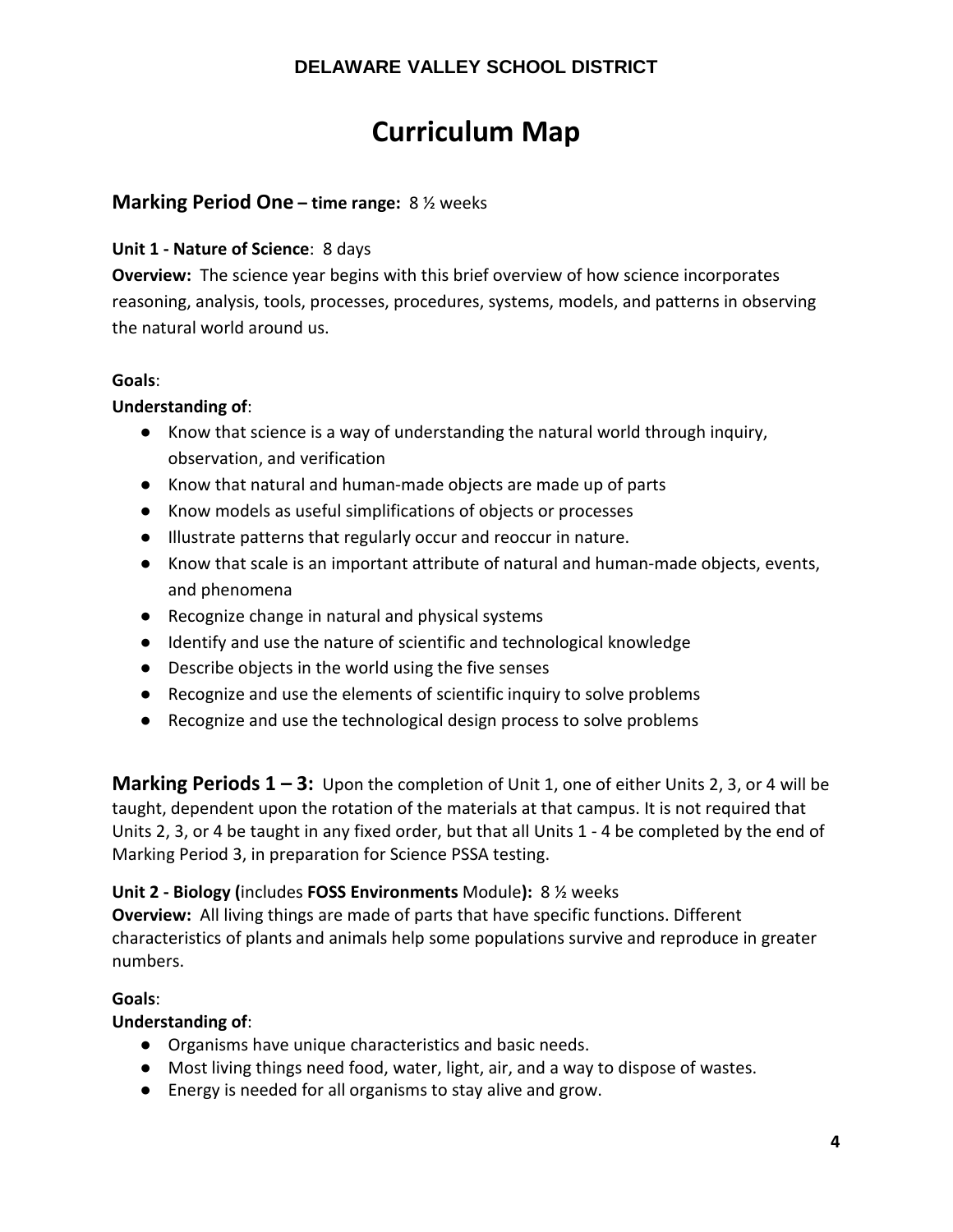**DELAWARE VALLEY SCHOOL DISTRICT**

# Curriculum Map

## Marking Period One – time range: 8 ½ weeks

**Unit 1 - Nature of Science**: 8 days

**Overview:** The science year begins with this brief overview of how science incorporates reasoning, analysis, tools, processes, procedures, systems, models, and patterns in observing the natural world around us.

**Goals**:

**Understanding of**:

- Know that science is a way of understanding the natural world through inquiry, observation, and verification
- Know that natural and human-made objects are made up of parts
- Know models as useful simplifications of objects or processes
- Illustrate patterns that regularly occur and reoccur in nature.
- Know that scale is an important attribute of natural and human-made objects, events, and phenomena
- Recognize change in natural and physical systems
- Identify and use the nature of scientific and technological knowledge
- Describe objects in the world using the five senses
- Recognize and use the elements of scientific inquiry to solve problems
- Recognize and use the technological design process to solve problems

## Marking Periods 1 – 3:

Upon the completion of Unit 1, one of either Units 2, 3, or 4 will be taught, dependent upon the rotation of the materials at that campus. It is not required that Units 2, 3, or 4 be taught in any fixed order, but that all Units 1 - 4 be completed by the end of Marking Period 3, in preparation for Science PSSA testing.

**Unit 2 - Biology (**includes **FOSS Environments** Module**):** 8 ½ weeks

**Overview:** All living things are made of parts that have specific functions. Different characteristics of plants and animals help some populations survive and reproduce in greater numbers.

**Goals**:

**Understanding of**:

- Organisms have unique characteristics and basic needs.
- Most living things need food, water, light, air, and a way to dispose of wastes.
- Energy is needed for all organisms to stay alive and grow.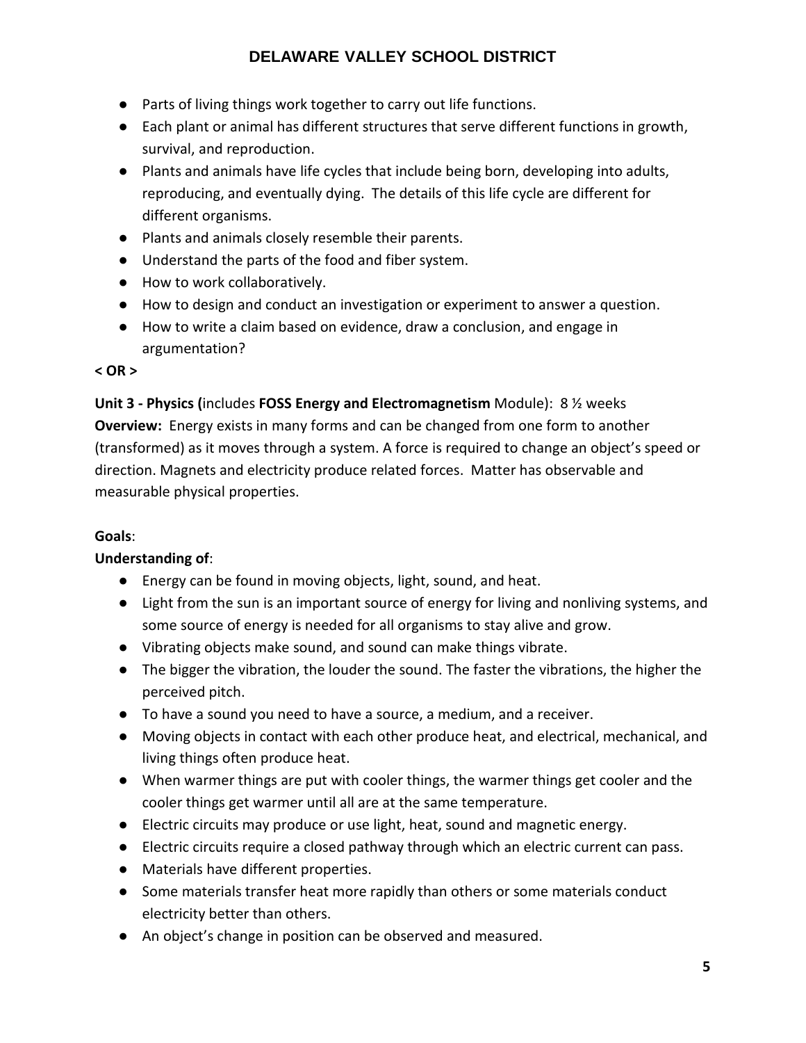- Parts of living things work together to carry out life functions.
- Each plant or animal has different structures that serve different functions in growth, survival, and reproduction.
- Plants and animals have life cycles that include being born, developing into adults, reproducing, and eventually dying. The details of this life cycle are different for different organisms.
- Plants and animals closely resemble their parents.
- Understand the parts of the food and fiber system.
- How to work collaboratively.
- How to design and conduct an investigation or experiment to answer a question.
- How to write a claim based on evidence, draw a conclusion, and engage in argumentation?

**< OR >**

**Unit 3 - Physics (**includes **FOSS Energy and Electromagnetism** Module): 8 ½ weeks

**Overview:** Energy exists in many forms and can be changed from one form to another (transformed) as it moves through a system. A force is required to change an object's speed or direction. Magnets and electricity produce related forces. Matter has observable and measurable physical properties.

**Goals**:

**Understanding of**:

- Energy can be found in moving objects, light, sound, and heat.
- Light from the sun is an important source of energy for living and nonliving systems, and some source of energy is needed for all organisms to stay alive and grow.
- Vibrating objects make sound, and sound can make things vibrate.
- The bigger the vibration, the louder the sound. The faster the vibrations, the higher the perceived pitch.
- To have a sound you need to have a source, a medium, and a receiver.
- Moving objects in contact with each other produce heat, and electrical, mechanical, and living things often produce heat.
- When warmer things are put with cooler things, the warmer things get cooler and the cooler things get warmer until all are at the same temperature.
- Electric circuits may produce or use light, heat, sound and magnetic energy.
- Electric circuits require a closed pathway through which an electric current can pass.
- Materials have different properties.
- Some materials transfer heat more rapidly than others or some materials conduct electricity better than others.
- An object's change in position can be observed and measured.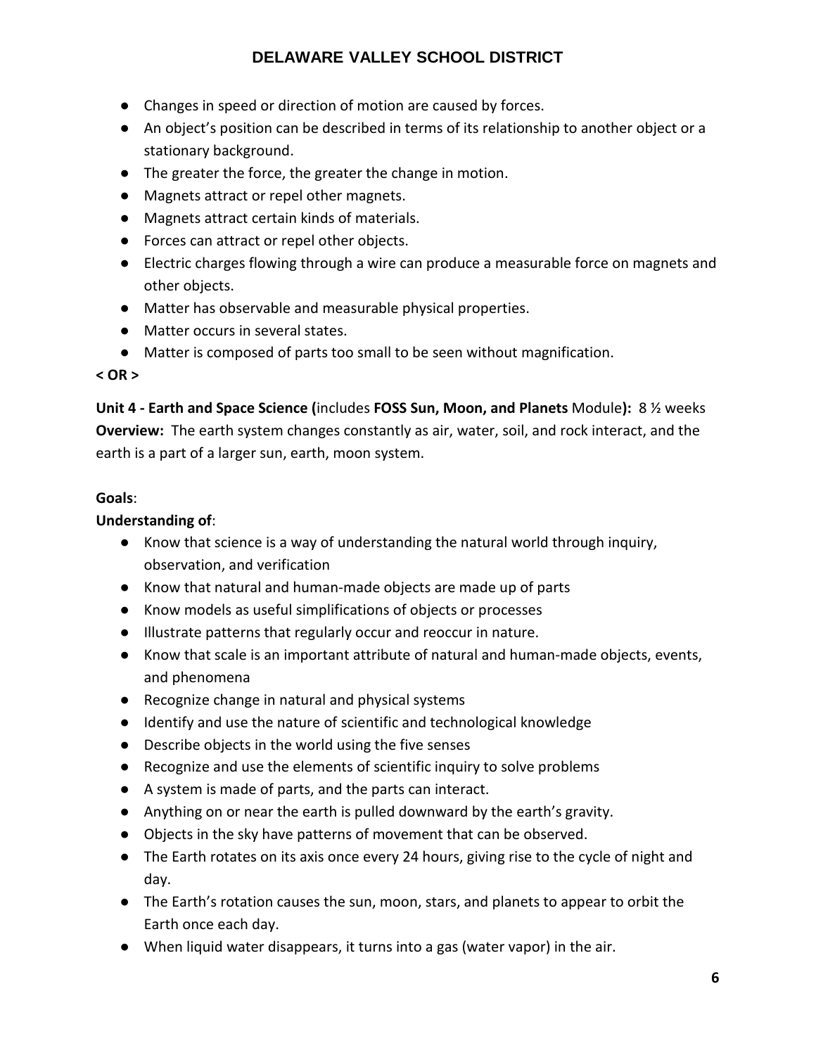- Changes in speed or direction of motion are caused by forces.
- An object's position can be described in terms of its relationship to another object or a stationary background.
- The greater the force, the greater the change in motion.
- Magnets attract or repel other magnets.
- Magnets attract certain kinds of materials.
- Forces can attract or repel other objects.
- Electric charges flowing through a wire can produce a measurable force on magnets and other objects.
- Matter has observable and measurable physical properties.
- Matter occurs in several states.
- Matter is composed of parts too small to be seen without magnification.

**< OR >**

**Unit 4 - Earth and Space Science (**includes **FOSS Sun, Moon, and Planets** Module**):** 8 ½ weeks
**Overview:** The earth system changes constantly as air, water, soil, and rock interact, and the earth is a part of a larger sun, earth, moon system.

**Goals**:

**Understanding of**:

- Know that science is a way of understanding the natural world through inquiry, observation, and verification
- Know that natural and human-made objects are made up of parts
- Know models as useful simplifications of objects or processes
- Illustrate patterns that regularly occur and reoccur in nature.
- Know that scale is an important attribute of natural and human-made objects, events, and phenomena
- Recognize change in natural and physical systems
- Identify and use the nature of scientific and technological knowledge
- Describe objects in the world using the five senses
- Recognize and use the elements of scientific inquiry to solve problems
- A system is made of parts, and the parts can interact.
- Anything on or near the earth is pulled downward by the earth's gravity.
- Objects in the sky have patterns of movement that can be observed.
- The Earth rotates on its axis once every 24 hours, giving rise to the cycle of night and day.
- The Earth's rotation causes the sun, moon, stars, and planets to appear to orbit the Earth once each day.
- When liquid water disappears, it turns into a gas (water vapor) in the air.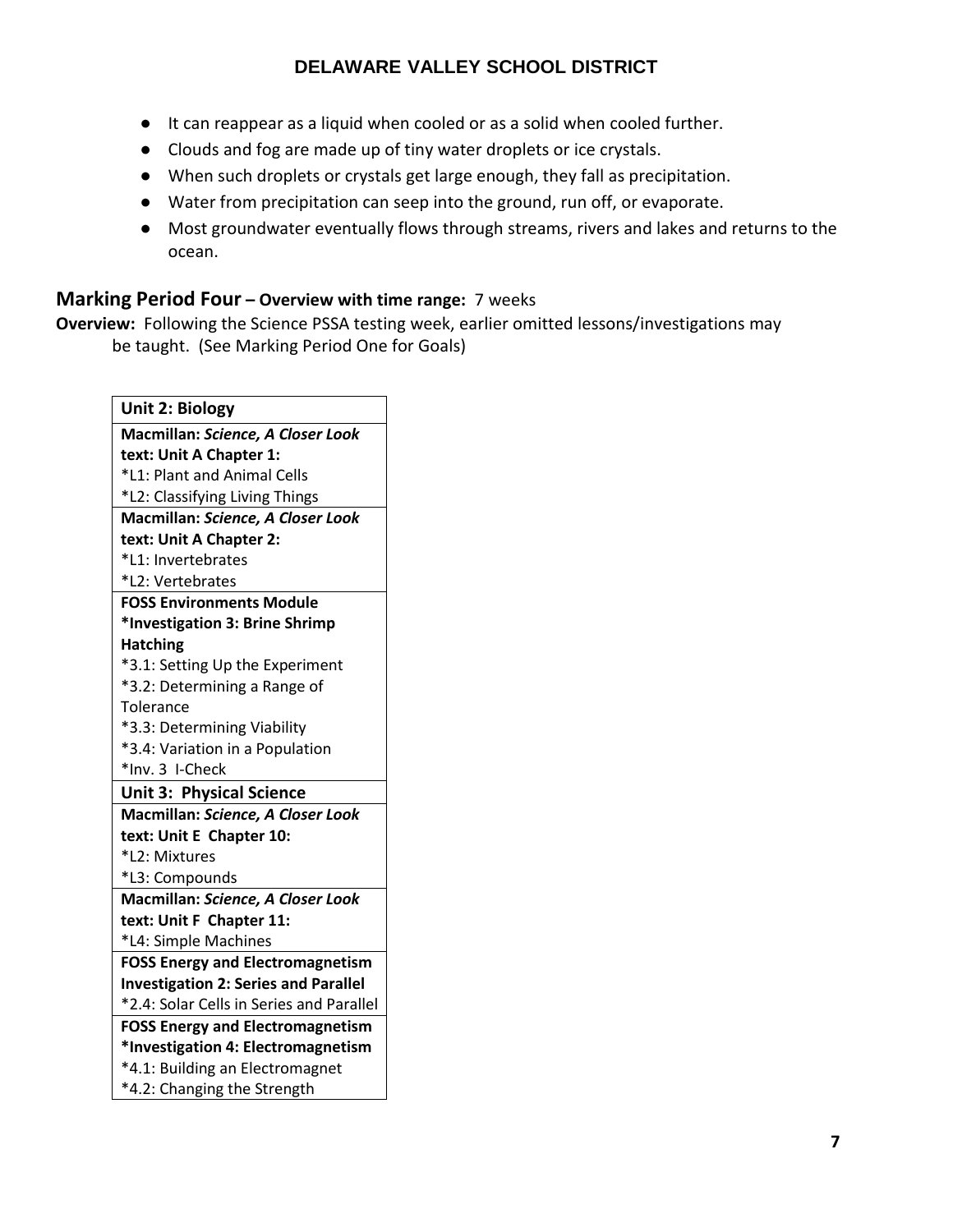- It can reappear as a liquid when cooled or as a solid when cooled further.
- Clouds and fog are made up of tiny water droplets or ice crystals.
- When such droplets or crystals get large enough, they fall as precipitation.
- Water from precipitation can seep into the ground, run off, or evaporate.
- Most groundwater eventually flows through streams, rivers and lakes and returns to the ocean.

## Marking Period Four – Overview with time range: 7 weeks

**Overview:** Following the Science PSSA testing week, earlier omitted lessons/investigations may be taught. (See Marking Period One for Goals)

| **Unit 2: Biology** |
|---|
| **Macmillan: *Science, A Closer Look* text: Unit A Chapter 1:**<br>*L1: Plant and Animal Cells<br>*L2: Classifying Living Things |
| **Macmillan: *Science, A Closer Look* text: Unit A Chapter 2:**<br>*L1: Invertebrates<br>*L2: Vertebrates |
| **FOSS Environments Module**<br>***Investigation 3: Brine Shrimp Hatching**<br>*3.1: Setting Up the Experiment<br>*3.2: Determining a Range of Tolerance<br>*3.3: Determining Viability<br>*3.4: Variation in a Population<br>*Inv. 3 I-Check |
| **Unit 3: Physical Science** |
| **Macmillan: *Science, A Closer Look* text: Unit E Chapter 10:**<br>*L2: Mixtures<br>*L3: Compounds |
| **Macmillan: *Science, A Closer Look* text: Unit F Chapter 11:**<br>*L4: Simple Machines |
| **FOSS Energy and Electromagnetism**<br>**Investigation 2: Series and Parallel**<br>*2.4: Solar Cells in Series and Parallel |
| **FOSS Energy and Electromagnetism**<br>***Investigation 4: Electromagnetism**<br>*4.1: Building an Electromagnet<br>*4.2: Changing the Strength |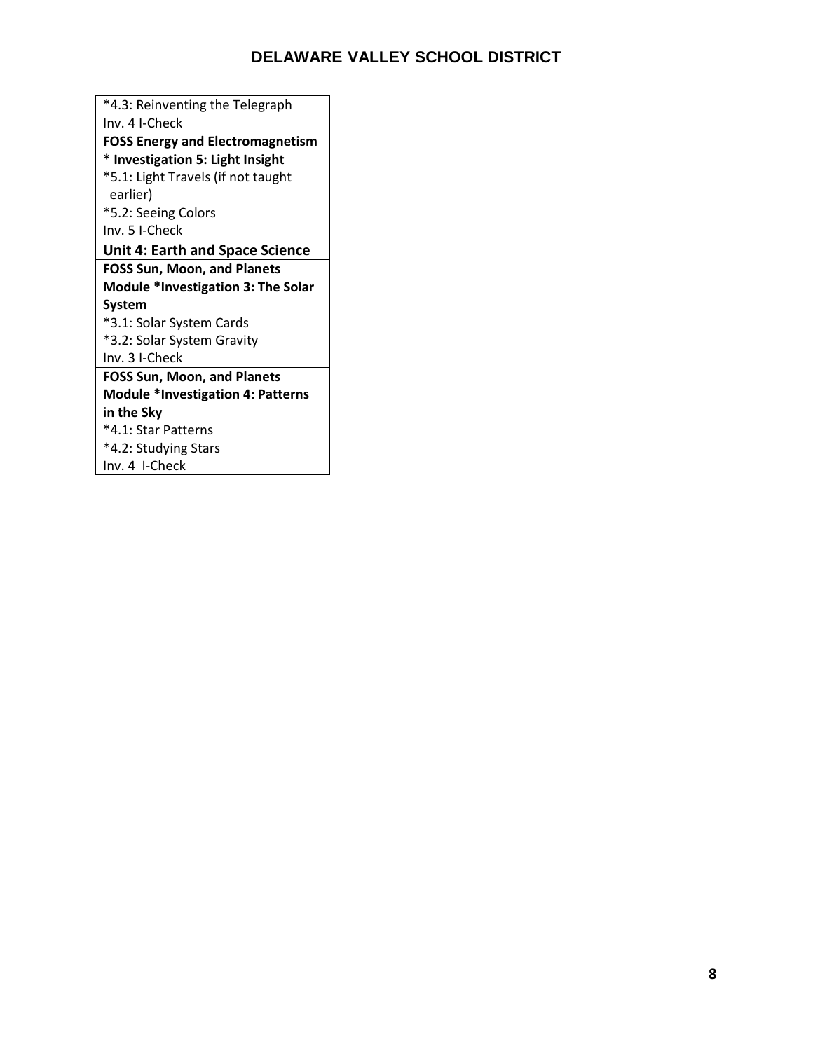| *4.3: Reinventing the Telegraph<br>Inv. 4 I-Check |
|---|
| **FOSS Energy and Electromagnetism * Investigation 5: Light Insight**<br>*5.1: Light Travels (if not taught earlier)<br>*5.2: Seeing Colors<br>Inv. 5 I-Check |
| **Unit 4: Earth and Space Science** |
| **FOSS Sun, Moon, and Planets Module *Investigation 3: The Solar System**<br>*3.1: Solar System Cards<br>*3.2: Solar System Gravity<br>Inv. 3 I-Check |
| **FOSS Sun, Moon, and Planets Module *Investigation 4: Patterns in the Sky**<br>*4.1: Star Patterns<br>*4.2: Studying Stars<br>Inv. 4 I-Check |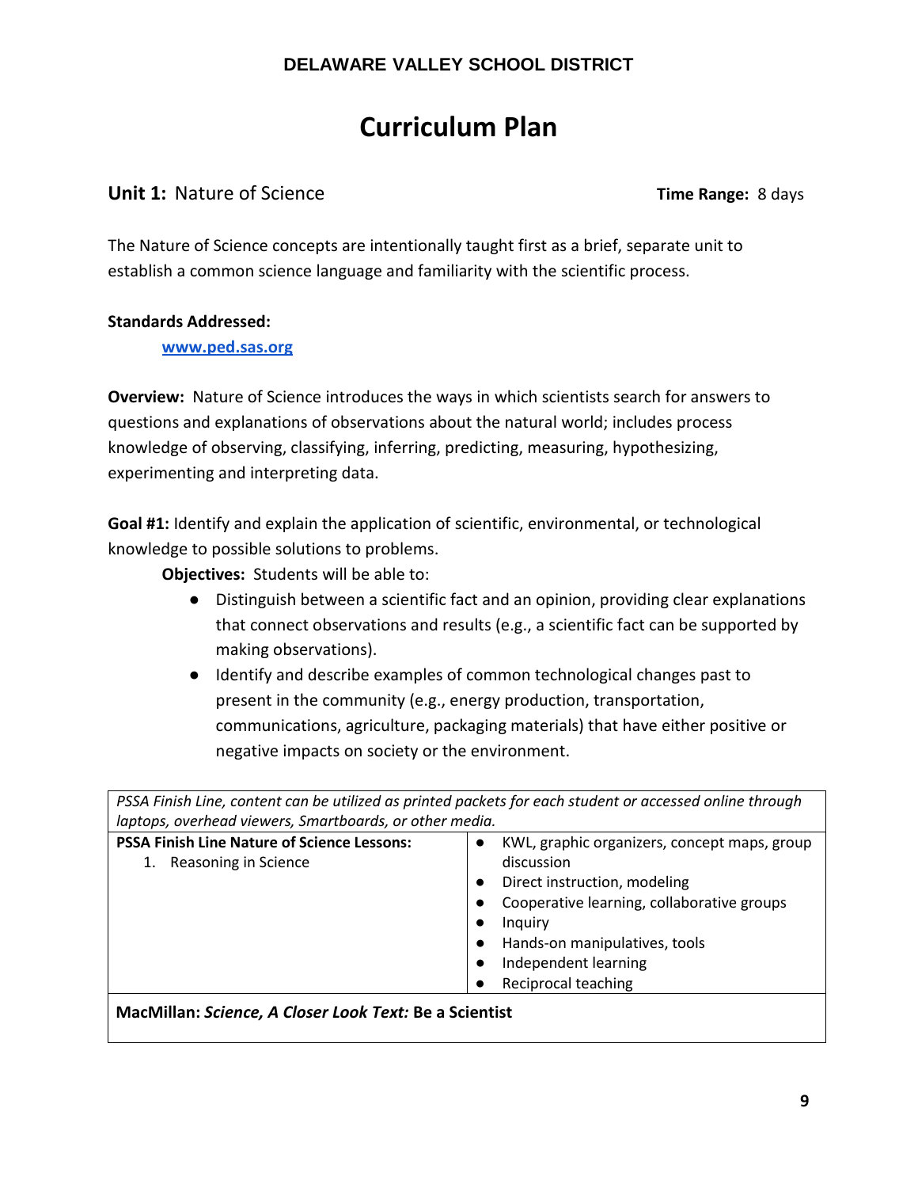**DELAWARE VALLEY SCHOOL DISTRICT**

# Curriculum Plan

**Unit 1:** Nature of Science **Time Range:** 8 days

The Nature of Science concepts are intentionally taught first as a brief, separate unit to establish a common science language and familiarity with the scientific process.

**Standards Addressed:**

[www.ped.sas.org](http://www.ped.sas.org)

**Overview:** Nature of Science introduces the ways in which scientists search for answers to questions and explanations of observations about the natural world; includes process knowledge of observing, classifying, inferring, predicting, measuring, hypothesizing, experimenting and interpreting data.

**Goal #1:** Identify and explain the application of scientific, environmental, or technological knowledge to possible solutions to problems.

**Objectives:** Students will be able to:

- Distinguish between a scientific fact and an opinion, providing clear explanations that connect observations and results (e.g., a scientific fact can be supported by making observations).
- Identify and describe examples of common technological changes past to present in the community (e.g., energy production, transportation, communications, agriculture, packaging materials) that have either positive or negative impacts on society or the environment.

| *PSSA Finish Line, content can be utilized as printed packets for each student or accessed online through laptops, overhead viewers, Smartboards, or other media.* | |
|---|---|
| **PSSA Finish Line Nature of Science Lessons:**<br>1. Reasoning in Science | • KWL, graphic organizers, concept maps, group discussion<br>• Direct instruction, modeling<br>• Cooperative learning, collaborative groups<br>• Inquiry<br>• Hands-on manipulatives, tools<br>• Independent learning<br>• Reciprocal teaching |
| **MacMillan:** ***Science, A Closer Look Text:*** **Be a Scientist** | |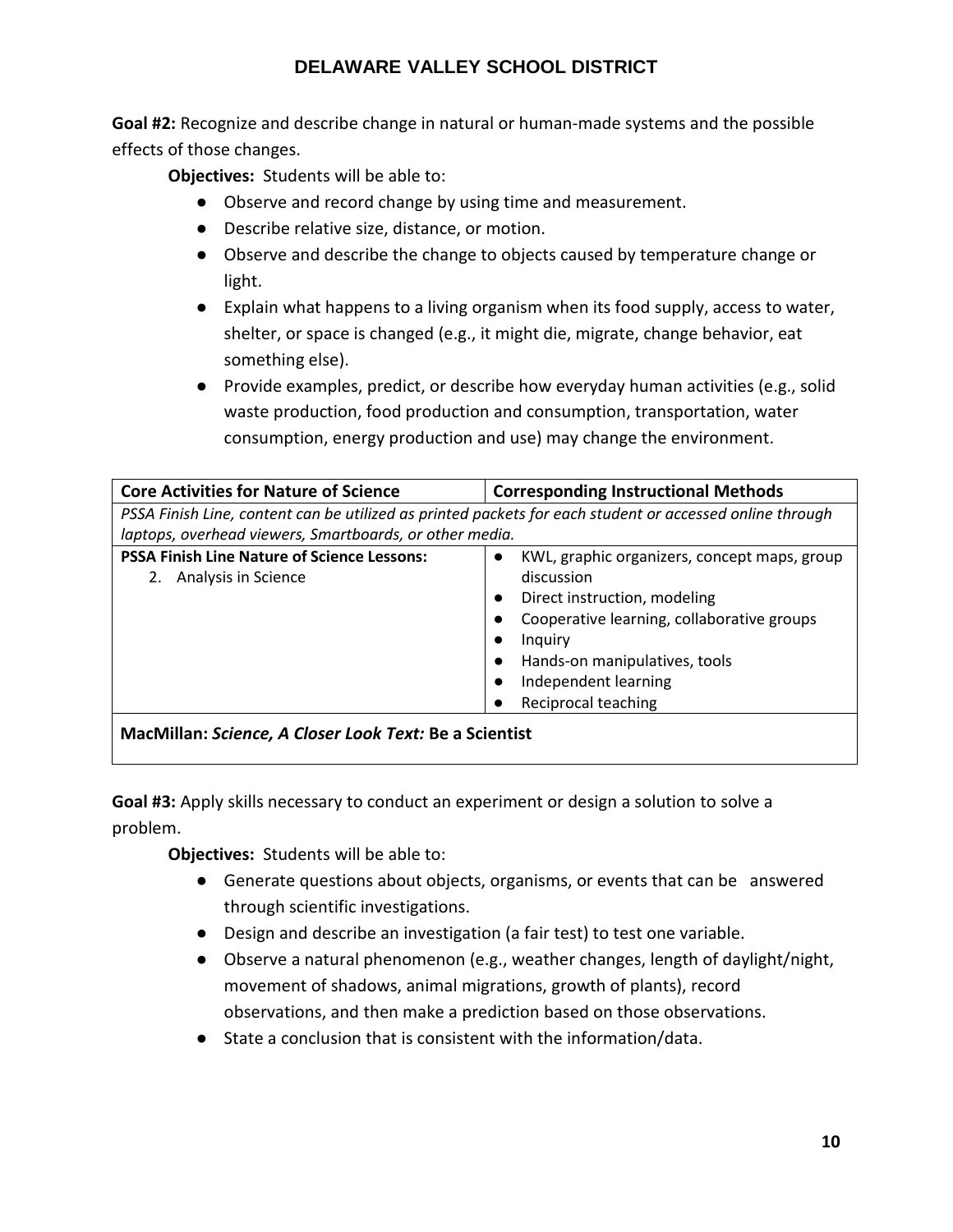**Goal #2:** Recognize and describe change in natural or human-made systems and the possible effects of those changes.

**Objectives:** Students will be able to:

- Observe and record change by using time and measurement.
- Describe relative size, distance, or motion.
- Observe and describe the change to objects caused by temperature change or light.
- Explain what happens to a living organism when its food supply, access to water, shelter, or space is changed (e.g., it might die, migrate, change behavior, eat something else).
- Provide examples, predict, or describe how everyday human activities (e.g., solid waste production, food production and consumption, transportation, water consumption, energy production and use) may change the environment.

| **Core Activities for Nature of Science** | **Corresponding Instructional Methods** |
|---|---|
| *PSSA Finish Line, content can be utilized as printed packets for each student or accessed online through laptops, overhead viewers, Smartboards, or other media.* | |
| **PSSA Finish Line Nature of Science Lessons:**<br>2. Analysis in Science | • KWL, graphic organizers, concept maps, group discussion<br>• Direct instruction, modeling<br>• Cooperative learning, collaborative groups<br>• Inquiry<br>• Hands-on manipulatives, tools<br>• Independent learning<br>• Reciprocal teaching |
| **MacMillan:** ***Science, A Closer Look Text:*** **Be a Scientist** | |

**Goal #3:** Apply skills necessary to conduct an experiment or design a solution to solve a problem.

**Objectives:** Students will be able to:

- Generate questions about objects, organisms, or events that can be answered through scientific investigations.
- Design and describe an investigation (a fair test) to test one variable.
- Observe a natural phenomenon (e.g., weather changes, length of daylight/night, movement of shadows, animal migrations, growth of plants), record observations, and then make a prediction based on those observations.
- State a conclusion that is consistent with the information/data.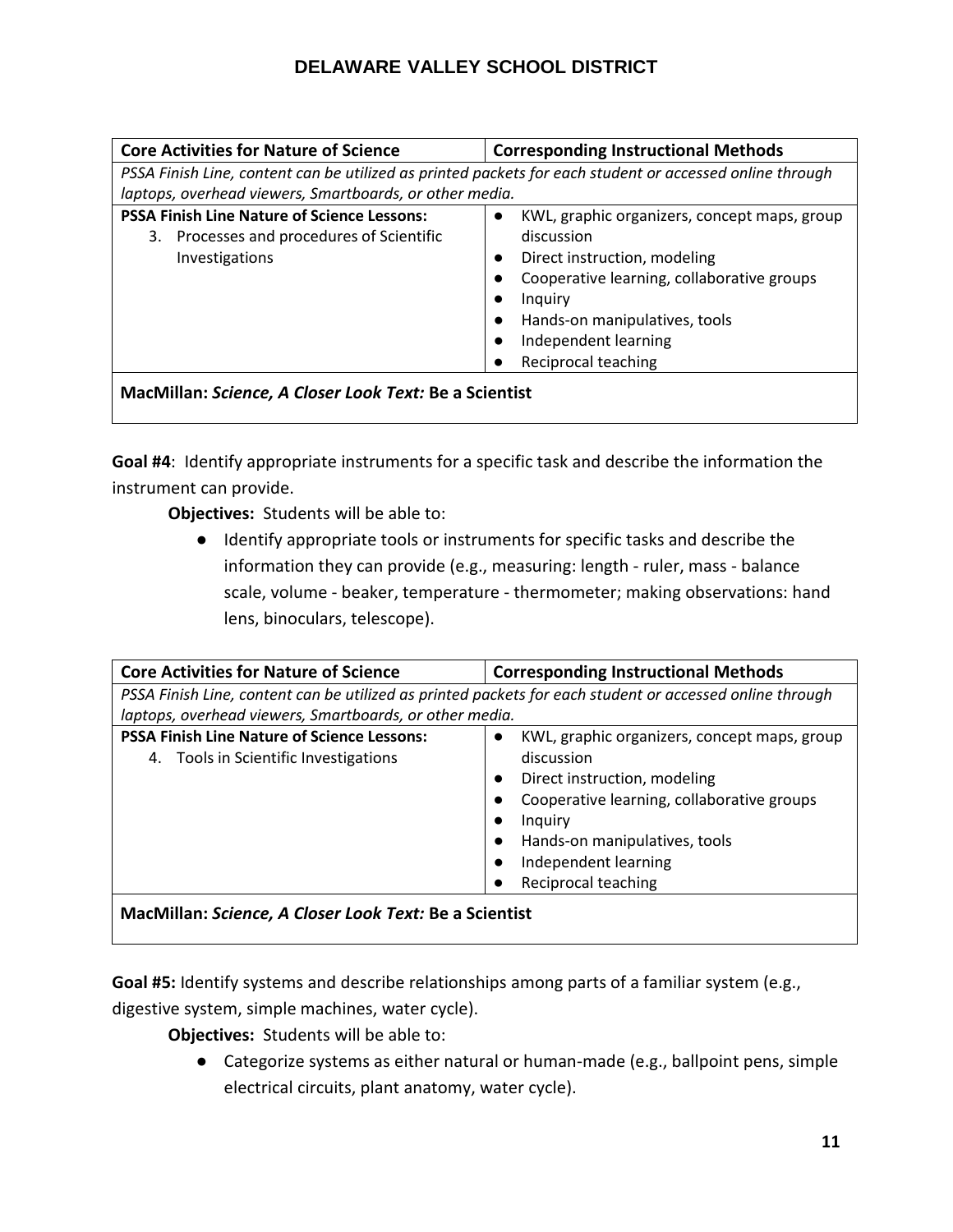| Core Activities for Nature of Science | Corresponding Instructional Methods |
|---|---|
| *PSSA Finish Line, content can be utilized as printed packets for each student or accessed online through laptops, overhead viewers, Smartboards, or other media.* | |
| **PSSA Finish Line Nature of Science Lessons:**<br>3. Processes and procedures of Scientific Investigations | ● KWL, graphic organizers, concept maps, group discussion<br>● Direct instruction, modeling<br>● Cooperative learning, collaborative groups<br>● Inquiry<br>● Hands-on manipulatives, tools<br>● Independent learning<br>● Reciprocal teaching |
| **MacMillan: *Science, A Closer Look Text:* Be a Scientist** | |

**Goal #4**: Identify appropriate instruments for a specific task and describe the information the instrument can provide.

**Objectives:** Students will be able to:

- Identify appropriate tools or instruments for specific tasks and describe the information they can provide (e.g., measuring: length - ruler, mass - balance scale, volume - beaker, temperature - thermometer; making observations: hand lens, binoculars, telescope).

| Core Activities for Nature of Science | Corresponding Instructional Methods |
|---|---|
| *PSSA Finish Line, content can be utilized as printed packets for each student or accessed online through laptops, overhead viewers, Smartboards, or other media.* | |
| **PSSA Finish Line Nature of Science Lessons:**<br>4. Tools in Scientific Investigations | ● KWL, graphic organizers, concept maps, group discussion<br>● Direct instruction, modeling<br>● Cooperative learning, collaborative groups<br>● Inquiry<br>● Hands-on manipulatives, tools<br>● Independent learning<br>● Reciprocal teaching |
| **MacMillan: *Science, A Closer Look Text:* Be a Scientist** | |

**Goal #5:** Identify systems and describe relationships among parts of a familiar system (e.g., digestive system, simple machines, water cycle).

**Objectives:** Students will be able to:

- Categorize systems as either natural or human-made (e.g., ballpoint pens, simple electrical circuits, plant anatomy, water cycle).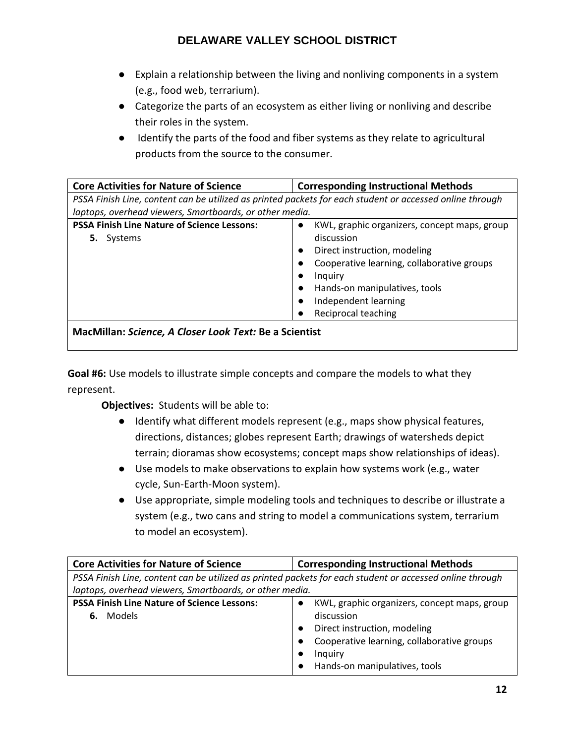- Explain a relationship between the living and nonliving components in a system (e.g., food web, terrarium).
- Categorize the parts of an ecosystem as either living or nonliving and describe their roles in the system.
- Identify the parts of the food and fiber systems as they relate to agricultural products from the source to the consumer.

| **Core Activities for Nature of Science** | **Corresponding Instructional Methods** |
|---|---|
| *PSSA Finish Line, content can be utilized as printed packets for each student or accessed online through laptops, overhead viewers, Smartboards, or other media.* | |
| **PSSA Finish Line Nature of Science Lessons:**<br>**5.** Systems | ● KWL, graphic organizers, concept maps, group discussion<br>● Direct instruction, modeling<br>● Cooperative learning, collaborative groups<br>● Inquiry<br>● Hands-on manipulatives, tools<br>● Independent learning<br>● Reciprocal teaching |
| **MacMillan:** ***Science, A Closer Look Text:*** **Be a Scientist** | |

**Goal #6:** Use models to illustrate simple concepts and compare the models to what they represent.

**Objectives:** Students will be able to:

- Identify what different models represent (e.g., maps show physical features, directions, distances; globes represent Earth; drawings of watersheds depict terrain; dioramas show ecosystems; concept maps show relationships of ideas).
- Use models to make observations to explain how systems work (e.g., water cycle, Sun-Earth-Moon system).
- Use appropriate, simple modeling tools and techniques to describe or illustrate a system (e.g., two cans and string to model a communications system, terrarium to model an ecosystem).

| **Core Activities for Nature of Science** | **Corresponding Instructional Methods** |
|---|---|
| *PSSA Finish Line, content can be utilized as printed packets for each student or accessed online through laptops, overhead viewers, Smartboards, or other media.* | |
| **PSSA Finish Line Nature of Science Lessons:**<br>**6.** Models | ● KWL, graphic organizers, concept maps, group discussion<br>● Direct instruction, modeling<br>● Cooperative learning, collaborative groups<br>● Inquiry<br>● Hands-on manipulatives, tools |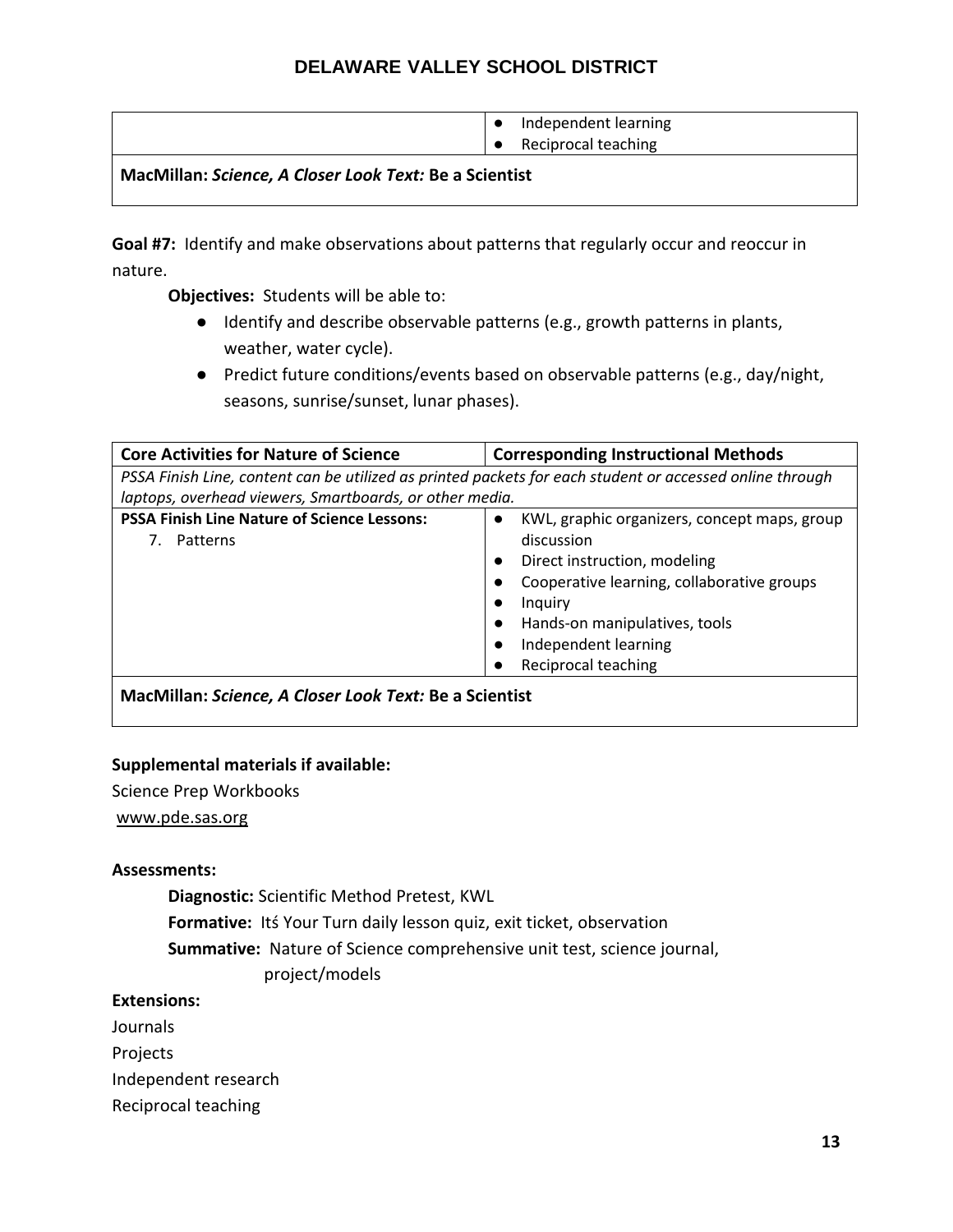| | |
|---|---|
| | ● Independent learning<br>● Reciprocal teaching |
| **MacMillan:** ***Science, A Closer Look Text:*** **Be a Scientist** | |

**Goal #7:** Identify and make observations about patterns that regularly occur and reoccur in nature.

**Objectives:** Students will be able to:

- Identify and describe observable patterns (e.g., growth patterns in plants, weather, water cycle).
- Predict future conditions/events based on observable patterns (e.g., day/night, seasons, sunrise/sunset, lunar phases).

| Core Activities for Nature of Science | Corresponding Instructional Methods |
|---|---|
| *PSSA Finish Line, content can be utilized as printed packets for each student or accessed online through laptops, overhead viewers, Smartboards, or other media.* | |
| **PSSA Finish Line Nature of Science Lessons:**<br>7. Patterns | ● KWL, graphic organizers, concept maps, group discussion<br>● Direct instruction, modeling<br>● Cooperative learning, collaborative groups<br>● Inquiry<br>● Hands-on manipulatives, tools<br>● Independent learning<br>● Reciprocal teaching |
| **MacMillan:** ***Science, A Closer Look Text:*** **Be a Scientist** | |

**Supplemental materials if available:**

Science Prep Workbooks

www.pde.sas.org

**Assessments:**

**Diagnostic:** Scientific Method Pretest, KWL

**Formative:** Itś Your Turn daily lesson quiz, exit ticket, observation

**Summative:** Nature of Science comprehensive unit test, science journal, project/models

**Extensions:**

Journals

Projects

Independent research

Reciprocal teaching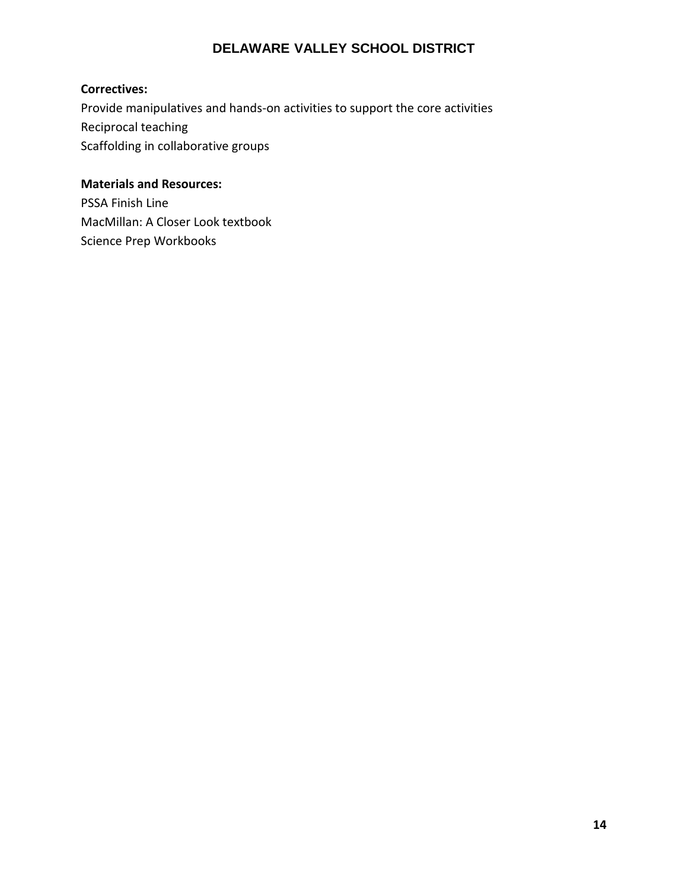**Correctives:**

Provide manipulatives and hands-on activities to support the core activities
Reciprocal teaching
Scaffolding in collaborative groups

**Materials and Resources:**

PSSA Finish Line
MacMillan: A Closer Look textbook
Science Prep Workbooks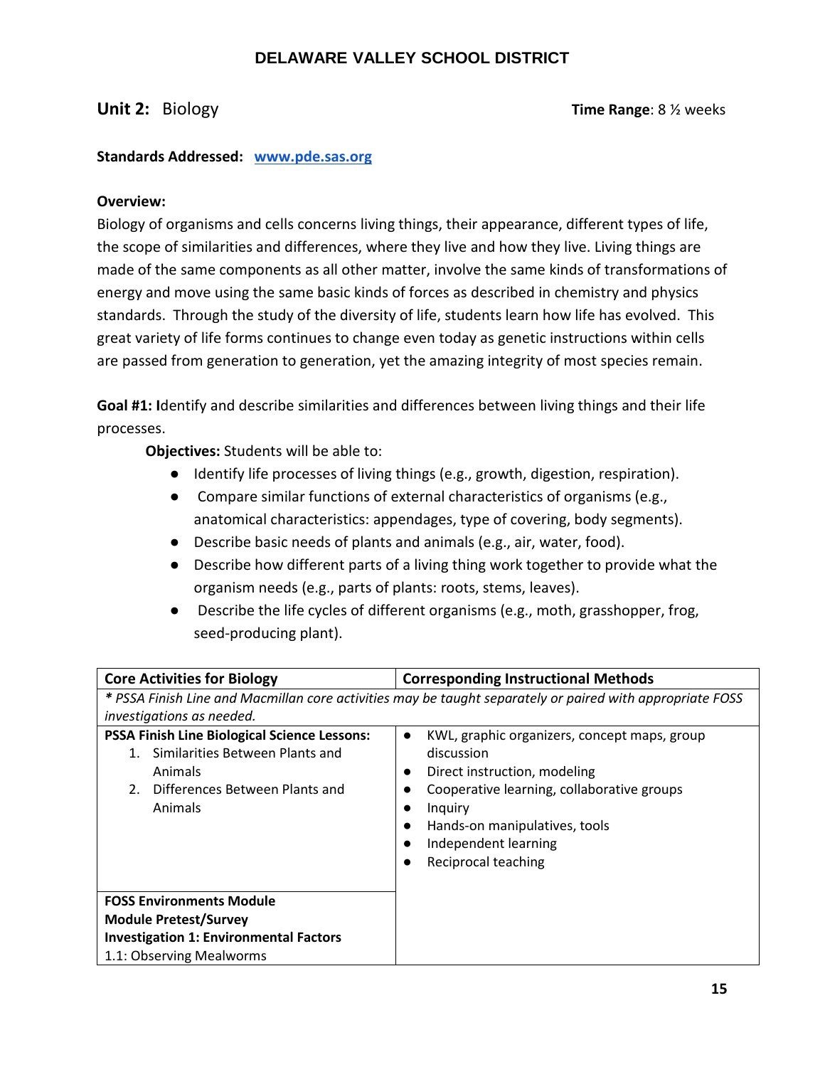# DELAWARE VALLEY SCHOOL DISTRICT

**Unit 2:** Biology **Time Range**: 8 ½ weeks

**Standards Addressed:** **www.pde.sas.org**

**Overview:**
Biology of organisms and cells concerns living things, their appearance, different types of life, the scope of similarities and differences, where they live and how they live. Living things are made of the same components as all other matter, involve the same kinds of transformations of energy and move using the same basic kinds of forces as described in chemistry and physics standards. Through the study of the diversity of life, students learn how life has evolved. This great variety of life forms continues to change even today as genetic instructions within cells are passed from generation to generation, yet the amazing integrity of most species remain.

**Goal #1: I**dentify and describe similarities and differences between living things and their life processes.

**Objectives:** Students will be able to:

- Identify life processes of living things (e.g., growth, digestion, respiration).
- Compare similar functions of external characteristics of organisms (e.g., anatomical characteristics: appendages, type of covering, body segments).
- Describe basic needs of plants and animals (e.g., air, water, food).
- Describe how different parts of a living thing work together to provide what the organism needs (e.g., parts of plants: roots, stems, leaves).
- Describe the life cycles of different organisms (e.g., moth, grasshopper, frog, seed-producing plant).

| Core Activities for Biology | Corresponding Instructional Methods |
|---|---|
| *\* PSSA Finish Line and Macmillan core activities may be taught separately or paired with appropriate FOSS investigations as needed.* | |
| **PSSA Finish Line Biological Science Lessons:**<br>1. Similarities Between Plants and Animals<br>2. Differences Between Plants and Animals | • KWL, graphic organizers, concept maps, group discussion<br>• Direct instruction, modeling<br>• Cooperative learning, collaborative groups<br>• Inquiry<br>• Hands-on manipulatives, tools<br>• Independent learning<br>• Reciprocal teaching |
| **FOSS Environments Module**<br>**Module Pretest/Survey**<br>**Investigation 1: Environmental Factors**<br>1.1: Observing Mealworms | |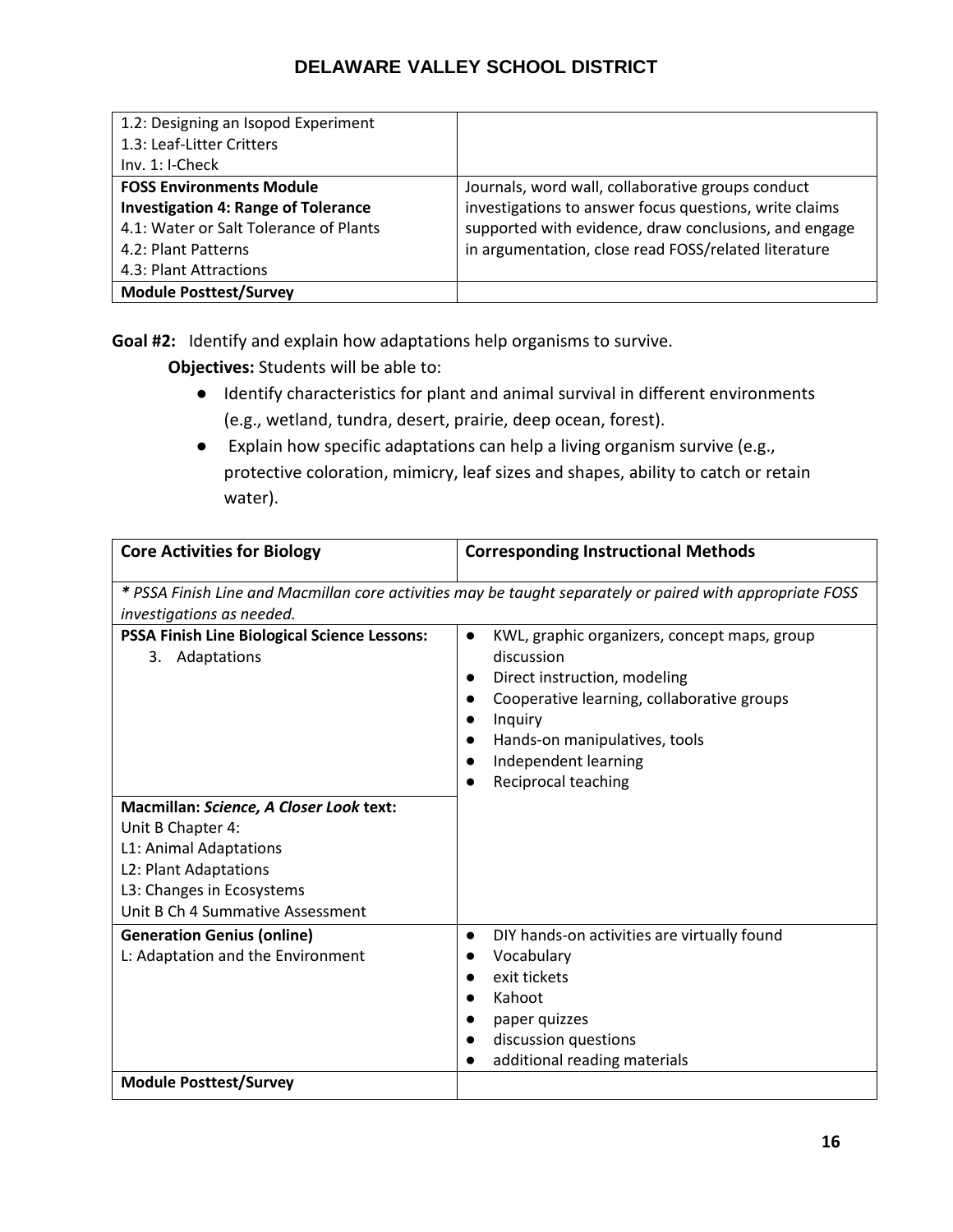| | |
|---|---|
| 1.2: Designing an Isopod Experiment<br>1.3: Leaf-Litter Critters<br>Inv. 1: I-Check | |
| **FOSS Environments Module**<br>**Investigation 4: Range of Tolerance**<br>4.1: Water or Salt Tolerance of Plants<br>4.2: Plant Patterns<br>4.3: Plant Attractions | Journals, word wall, collaborative groups conduct investigations to answer focus questions, write claims supported with evidence, draw conclusions, and engage in argumentation, close read FOSS/related literature |
| **Module Posttest/Survey** | |

**Goal #2:** Identify and explain how adaptations help organisms to survive.

**Objectives:** Students will be able to:

- Identify characteristics for plant and animal survival in different environments (e.g., wetland, tundra, desert, prairie, deep ocean, forest).
- Explain how specific adaptations can help a living organism survive (e.g., protective coloration, mimicry, leaf sizes and shapes, ability to catch or retain water).

| **Core Activities for Biology** | **Corresponding Instructional Methods** |
|---|---|
| ***** *PSSA Finish Line and Macmillan core activities may be taught separately or paired with appropriate FOSS investigations as needed.* | |
| **PSSA Finish Line Biological Science Lessons:**<br>3. Adaptations<br><br>**Macmillan:** ***Science, A Closer Look*** **text:**<br>Unit B Chapter 4:<br>L1: Animal Adaptations<br>L2: Plant Adaptations<br>L3: Changes in Ecosystems<br>Unit B Ch 4 Summative Assessment | • KWL, graphic organizers, concept maps, group discussion<br>• Direct instruction, modeling<br>• Cooperative learning, collaborative groups<br>• Inquiry<br>• Hands-on manipulatives, tools<br>• Independent learning<br>• Reciprocal teaching |
| **Generation Genius (online)**<br>L: Adaptation and the Environment | • DIY hands-on activities are virtually found<br>• Vocabulary<br>• exit tickets<br>• Kahoot<br>• paper quizzes<br>• discussion questions<br>• additional reading materials |
| **Module Posttest/Survey** | |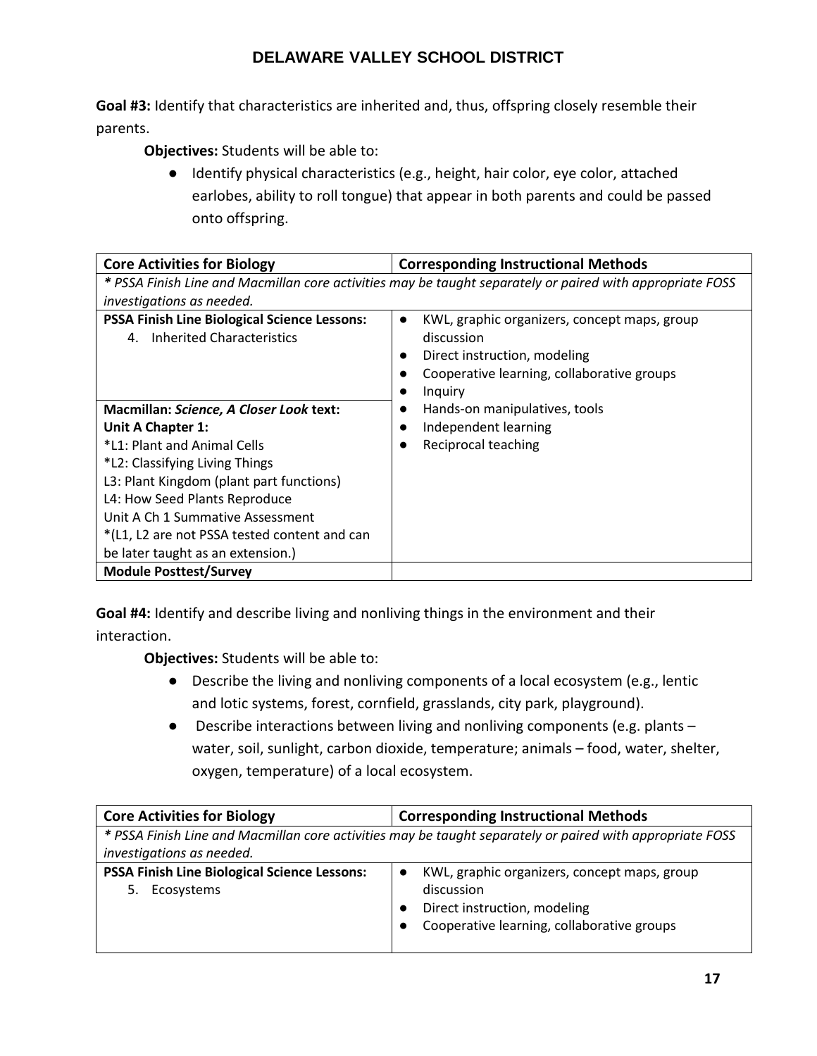**Goal #3:** Identify that characteristics are inherited and, thus, offspring closely resemble their parents.

**Objectives:** Students will be able to:

- Identify physical characteristics (e.g., height, hair color, eye color, attached earlobes, ability to roll tongue) that appear in both parents and could be passed onto offspring.

| **Core Activities for Biology** | **Corresponding Instructional Methods** |
| --- | --- |
| ***** *PSSA Finish Line and Macmillan core activities may be taught separately or paired with appropriate FOSS investigations as needed.* | |
| **PSSA Finish Line Biological Science Lessons:**<br>4. Inherited Characteristics<br><br>**Macmillan: *Science, A Closer Look* text:**<br>**Unit A Chapter 1:**<br>*L1: Plant and Animal Cells<br>*L2: Classifying Living Things<br>L3: Plant Kingdom (plant part functions)<br>L4: How Seed Plants Reproduce<br>Unit A Ch 1 Summative Assessment<br>*(L1, L2 are not PSSA tested content and can be later taught as an extension.) | • KWL, graphic organizers, concept maps, group discussion<br>• Direct instruction, modeling<br>• Cooperative learning, collaborative groups<br>• Inquiry<br>• Hands-on manipulatives, tools<br>• Independent learning<br>• Reciprocal teaching |
| **Module Posttest/Survey** | |

**Goal #4:** Identify and describe living and nonliving things in the environment and their interaction.

**Objectives:** Students will be able to:

- Describe the living and nonliving components of a local ecosystem (e.g., lentic and lotic systems, forest, cornfield, grasslands, city park, playground).
- Describe interactions between living and nonliving components (e.g. plants – water, soil, sunlight, carbon dioxide, temperature; animals – food, water, shelter, oxygen, temperature) of a local ecosystem.

| **Core Activities for Biology** | **Corresponding Instructional Methods** |
| --- | --- |
| ***** *PSSA Finish Line and Macmillan core activities may be taught separately or paired with appropriate FOSS investigations as needed.* | |
| **PSSA Finish Line Biological Science Lessons:**<br>5. Ecosystems | • KWL, graphic organizers, concept maps, group discussion<br>• Direct instruction, modeling<br>• Cooperative learning, collaborative groups |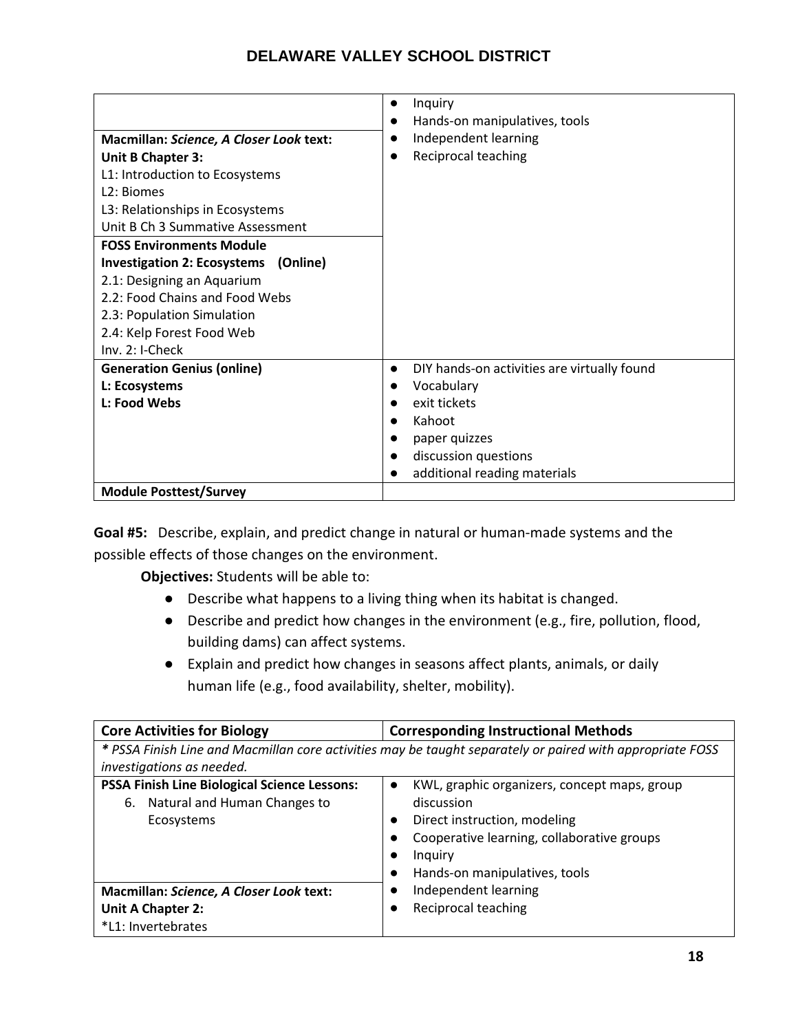| | |
|---|---|
| **Macmillan: *Science, A Closer Look* text:**<br>**Unit B Chapter 3:**<br>L1: Introduction to Ecosystems<br>L2: Biomes<br>L3: Relationships in Ecosystems<br>Unit B Ch 3 Summative Assessment | ● Inquiry<br>● Hands-on manipulatives, tools<br>● Independent learning<br>● Reciprocal teaching |
| **FOSS Environments Module**<br>**Investigation 2: Ecosystems (Online)**<br>2.1: Designing an Aquarium<br>2.2: Food Chains and Food Webs<br>2.3: Population Simulation<br>2.4: Kelp Forest Food Web<br>Inv. 2: I-Check | |
| **Generation Genius (online)**<br>**L: Ecosystems**<br>**L: Food Webs** | ● DIY hands-on activities are virtually found<br>● Vocabulary<br>● exit tickets<br>● Kahoot<br>● paper quizzes<br>● discussion questions<br>● additional reading materials |
| **Module Posttest/Survey** | |

**Goal #5:** Describe, explain, and predict change in natural or human-made systems and the possible effects of those changes on the environment.

**Objectives:** Students will be able to:

- Describe what happens to a living thing when its habitat is changed.
- Describe and predict how changes in the environment (e.g., fire, pollution, flood, building dams) can affect systems.
- Explain and predict how changes in seasons affect plants, animals, or daily human life (e.g., food availability, shelter, mobility).

| Core Activities for Biology | Corresponding Instructional Methods |
|---|---|
| ***** *PSSA Finish Line and Macmillan core activities may be taught separately or paired with appropriate FOSS investigations as needed.* | |
| **PSSA Finish Line Biological Science Lessons:**<br>6. Natural and Human Changes to Ecosystems | ● KWL, graphic organizers, concept maps, group discussion<br>● Direct instruction, modeling<br>● Cooperative learning, collaborative groups<br>● Inquiry<br>● Hands-on manipulatives, tools<br>● Independent learning<br>● Reciprocal teaching |
| **Macmillan: *Science, A Closer Look* text:**<br>**Unit A Chapter 2:**<br>*L1: Invertebrates | |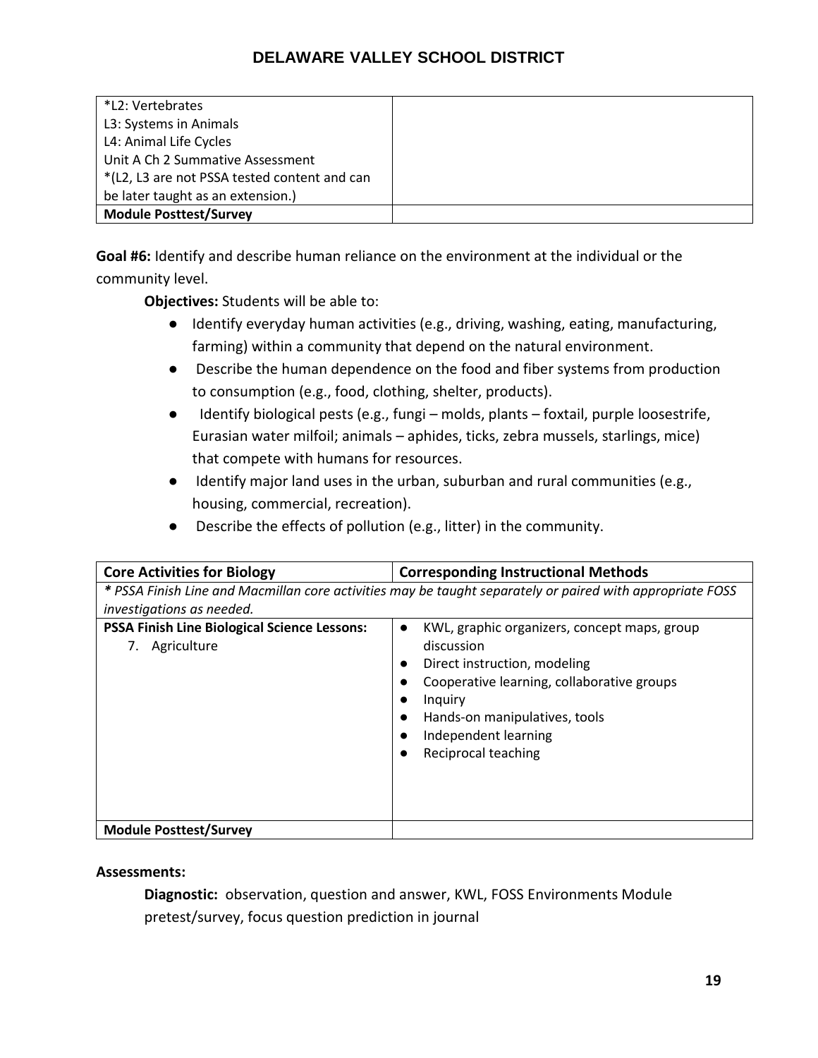| *L2: Vertebrates<br>L3: Systems in Animals<br>L4: Animal Life Cycles<br>Unit A Ch 2 Summative Assessment<br>*(L2, L3 are not PSSA tested content and can be later taught as an extension.) | |
|---|---|
| **Module Posttest/Survey** | |

**Goal #6:** Identify and describe human reliance on the environment at the individual or the community level.

**Objectives:** Students will be able to:

- Identify everyday human activities (e.g., driving, washing, eating, manufacturing, farming) within a community that depend on the natural environment.
- Describe the human dependence on the food and fiber systems from production to consumption (e.g., food, clothing, shelter, products).
- Identify biological pests (e.g., fungi – molds, plants – foxtail, purple loosestrife, Eurasian water milfoil; animals – aphides, ticks, zebra mussels, starlings, mice) that compete with humans for resources.
- Identify major land uses in the urban, suburban and rural communities (e.g., housing, commercial, recreation).
- Describe the effects of pollution (e.g., litter) in the community.

| Core Activities for Biology | Corresponding Instructional Methods |
|---|---|
| ***** *PSSA Finish Line and Macmillan core activities may be taught separately or paired with appropriate FOSS investigations as needed.* | |
| **PSSA Finish Line Biological Science Lessons:**<br>7. Agriculture | • KWL, graphic organizers, concept maps, group discussion<br>• Direct instruction, modeling<br>• Cooperative learning, collaborative groups<br>• Inquiry<br>• Hands-on manipulatives, tools<br>• Independent learning<br>• Reciprocal teaching |
| **Module Posttest/Survey** | |

**Assessments:**

**Diagnostic:** observation, question and answer, KWL, FOSS Environments Module pretest/survey, focus question prediction in journal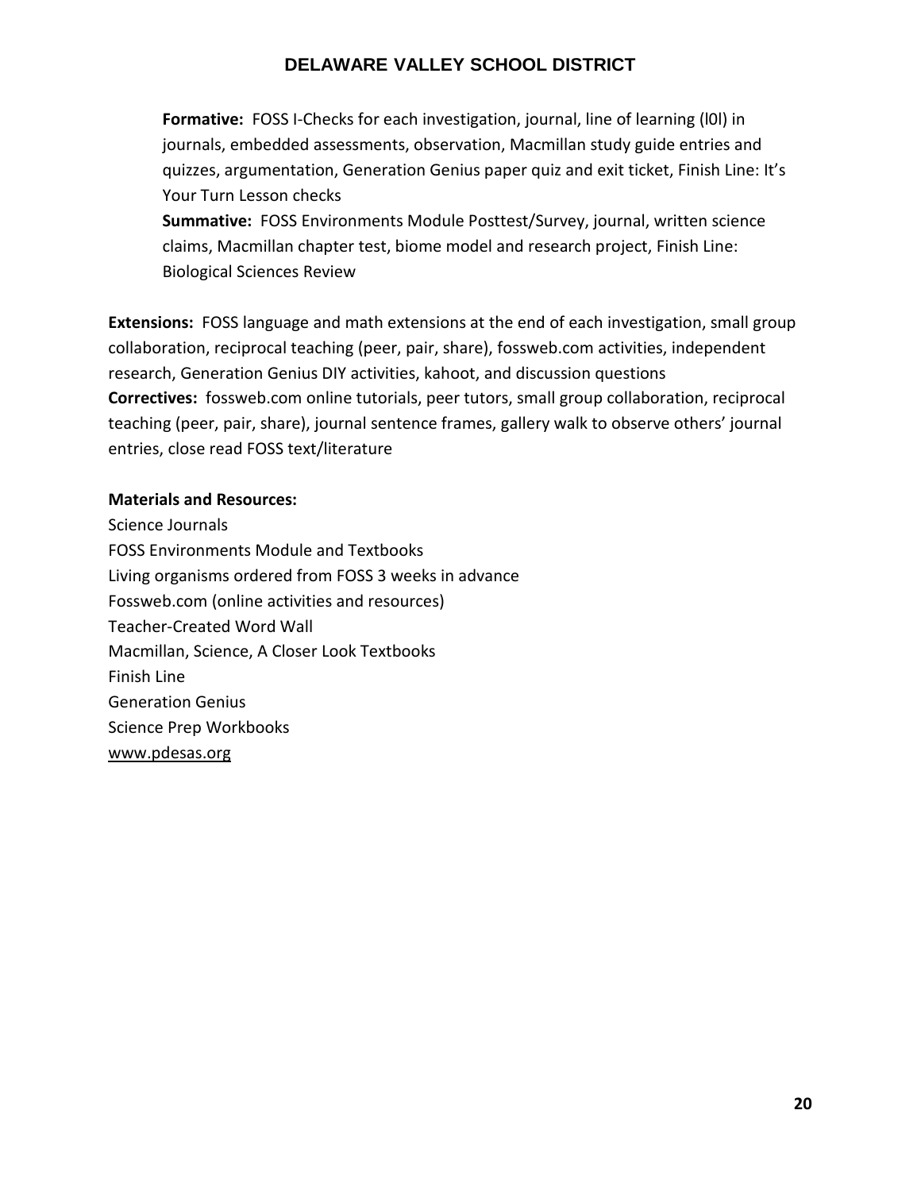**Formative:** FOSS I-Checks for each investigation, journal, line of learning (l0l) in journals, embedded assessments, observation, Macmillan study guide entries and quizzes, argumentation, Generation Genius paper quiz and exit ticket, Finish Line: It's Your Turn Lesson checks

**Summative:** FOSS Environments Module Posttest/Survey, journal, written science claims, Macmillan chapter test, biome model and research project, Finish Line: Biological Sciences Review

**Extensions:** FOSS language and math extensions at the end of each investigation, small group collaboration, reciprocal teaching (peer, pair, share), fossweb.com activities, independent research, Generation Genius DIY activities, kahoot, and discussion questions

**Correctives:** fossweb.com online tutorials, peer tutors, small group collaboration, reciprocal teaching (peer, pair, share), journal sentence frames, gallery walk to observe others' journal entries, close read FOSS text/literature

**Materials and Resources:**

Science Journals

FOSS Environments Module and Textbooks

Living organisms ordered from FOSS 3 weeks in advance

Fossweb.com (online activities and resources)

Teacher-Created Word Wall

Macmillan, Science, A Closer Look Textbooks

Finish Line

Generation Genius

Science Prep Workbooks

www.pdesas.org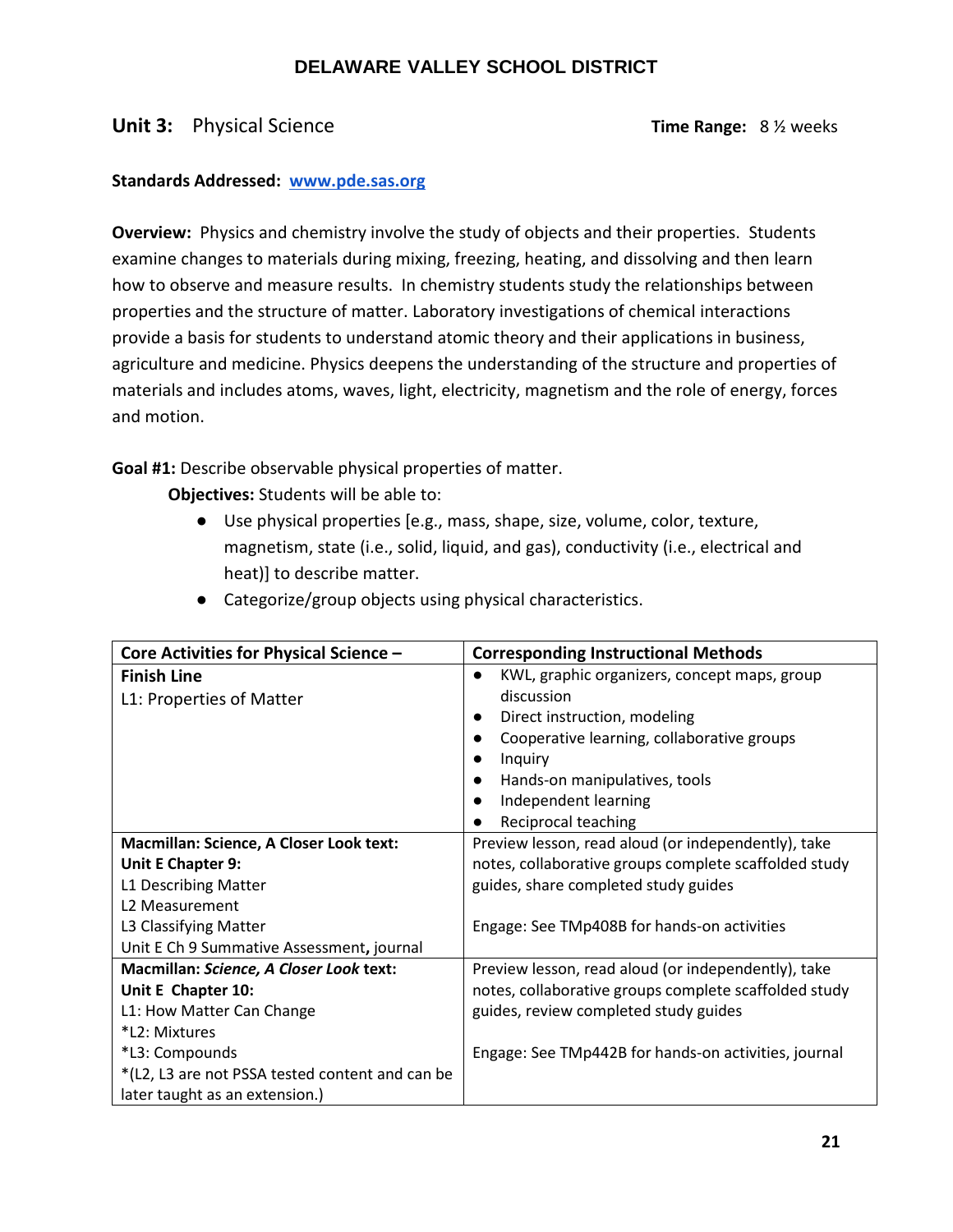# DELAWARE VALLEY SCHOOL DISTRICT

**Unit 3:** Physical Science **Time Range:** 8 ½ weeks

**Standards Addressed:** [www.pde.sas.org](http://www.pde.sas.org)

**Overview:** Physics and chemistry involve the study of objects and their properties. Students examine changes to materials during mixing, freezing, heating, and dissolving and then learn how to observe and measure results. In chemistry students study the relationships between properties and the structure of matter. Laboratory investigations of chemical interactions provide a basis for students to understand atomic theory and their applications in business, agriculture and medicine. Physics deepens the understanding of the structure and properties of materials and includes atoms, waves, light, electricity, magnetism and the role of energy, forces and motion.

**Goal #1:** Describe observable physical properties of matter.

**Objectives:** Students will be able to:

- Use physical properties [e.g., mass, shape, size, volume, color, texture, magnetism, state (i.e., solid, liquid, and gas), conductivity (i.e., electrical and heat)] to describe matter.
- Categorize/group objects using physical characteristics.

| Core Activities for Physical Science – | Corresponding Instructional Methods |
|---|---|
| **Finish Line**<br>L1: Properties of Matter | ● KWL, graphic organizers, concept maps, group discussion<br>● Direct instruction, modeling<br>● Cooperative learning, collaborative groups<br>● Inquiry<br>● Hands-on manipulatives, tools<br>● Independent learning<br>● Reciprocal teaching |
| **Macmillan: Science, A Closer Look text:**<br>**Unit E Chapter 9:**<br>L1 Describing Matter<br>L2 Measurement<br>L3 Classifying Matter<br>Unit E Ch 9 Summative Assessment**,** journal | Preview lesson, read aloud (or independently), take notes, collaborative groups complete scaffolded study guides, share completed study guides<br><br>Engage: See TMp408B for hands-on activities |
| **Macmillan: *Science, A Closer Look* text:**<br>**Unit E Chapter 10:**<br>L1: How Matter Can Change<br>*L2: Mixtures<br>*L3: Compounds<br>*(L2, L3 are not PSSA tested content and can be later taught as an extension.) | Preview lesson, read aloud (or independently), take notes, collaborative groups complete scaffolded study guides, review completed study guides<br><br>Engage: See TMp442B for hands-on activities, journal |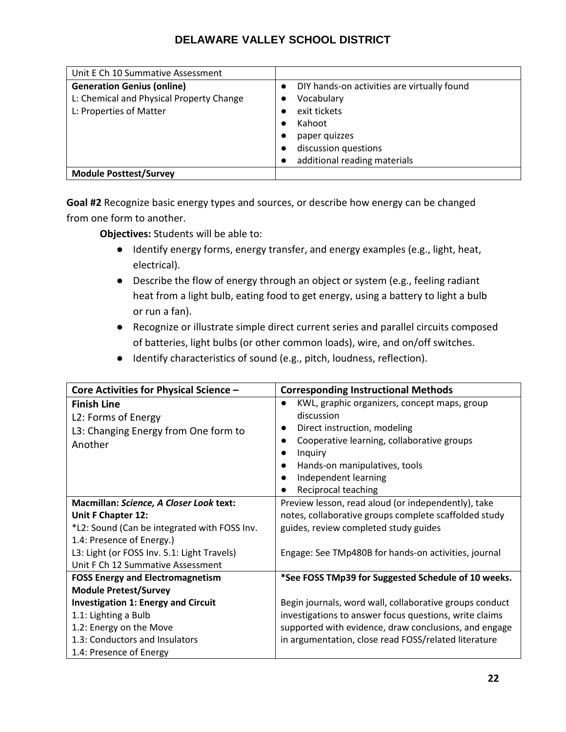| | |
|---|---|
| Unit E Ch 10 Summative Assessment | |
| **Generation Genius (online)**<br>L: Chemical and Physical Property Change<br>L: Properties of Matter | ● DIY hands-on activities are virtually found<br>● Vocabulary<br>● exit tickets<br>● Kahoot<br>● paper quizzes<br>● discussion questions<br>● additional reading materials |
| **Module Posttest/Survey** | |

**Goal #2** Recognize basic energy types and sources, or describe how energy can be changed from one form to another.

**Objectives:** Students will be able to:

- Identify energy forms, energy transfer, and energy examples (e.g., light, heat, electrical).
- Describe the flow of energy through an object or system (e.g., feeling radiant heat from a light bulb, eating food to get energy, using a battery to light a bulb or run a fan).
- Recognize or illustrate simple direct current series and parallel circuits composed of batteries, light bulbs (or other common loads), wire, and on/off switches.
- Identify characteristics of sound (e.g., pitch, loudness, reflection).

| Core Activities for Physical Science – | Corresponding Instructional Methods |
|---|---|
| **Finish Line**<br>L2: Forms of Energy<br>L3: Changing Energy from One form to Another | ● KWL, graphic organizers, concept maps, group discussion<br>● Direct instruction, modeling<br>● Cooperative learning, collaborative groups<br>● Inquiry<br>● Hands-on manipulatives, tools<br>● Independent learning<br>● Reciprocal teaching |
| **Macmillan: *Science, A Closer Look* text:**<br>**Unit F Chapter 12:**<br>*L2: Sound (Can be integrated with FOSS Inv. 1.4: Presence of Energy.)<br>L3: Light (or FOSS Inv. 5.1: Light Travels)<br>Unit F Ch 12 Summative Assessment | Preview lesson, read aloud (or independently), take notes, collaborative groups complete scaffolded study guides, review completed study guides<br><br>Engage: See TMp480B for hands-on activities, journal |
| **FOSS Energy and Electromagnetism**<br>**Module Pretest/Survey**<br>**Investigation 1: Energy and Circuit**<br>1.1: Lighting a Bulb<br>1.2: Energy on the Move<br>1.3: Conductors and Insulators<br>1.4: Presence of Energy | ***See FOSS TMp39 for Suggested Schedule of 10 weeks.**<br><br>Begin journals, word wall, collaborative groups conduct investigations to answer focus questions, write claims supported with evidence, draw conclusions, and engage in argumentation, close read FOSS/related literature |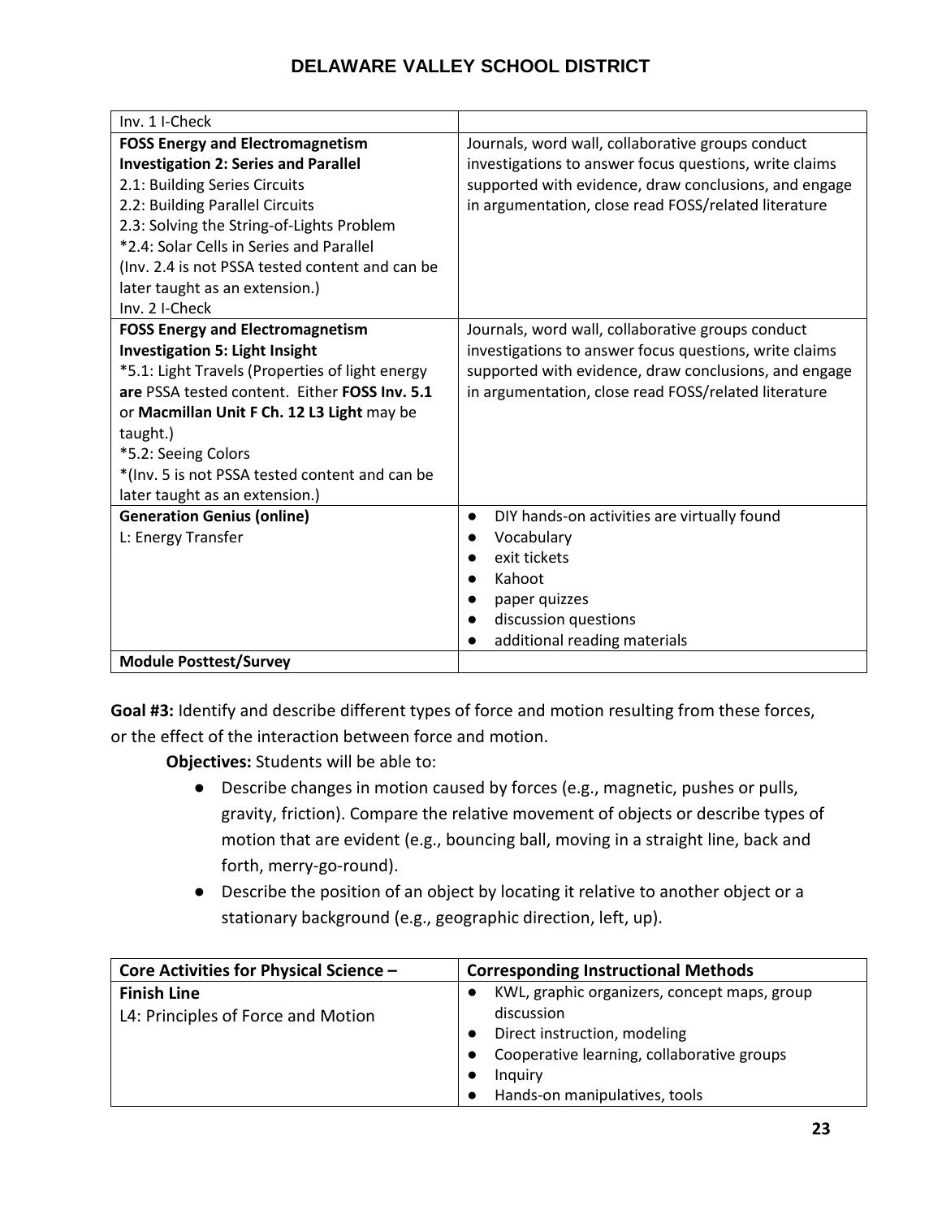| | |
|---|---|
| Inv. 1 I-Check | |
| **FOSS Energy and Electromagnetism**<br>**Investigation 2: Series and Parallel**<br>2.1: Building Series Circuits<br>2.2: Building Parallel Circuits<br>2.3: Solving the String-of-Lights Problem<br>*2.4: Solar Cells in Series and Parallel<br>(Inv. 2.4 is not PSSA tested content and can be later taught as an extension.)<br>Inv. 2 I-Check | Journals, word wall, collaborative groups conduct investigations to answer focus questions, write claims supported with evidence, draw conclusions, and engage in argumentation, close read FOSS/related literature |
| **FOSS Energy and Electromagnetism**<br>**Investigation 5: Light Insight**<br>*5.1: Light Travels (Properties of light energy **are** PSSA tested content. Either **FOSS Inv. 5.1** or **Macmillan Unit F Ch. 12 L3 Light** may be taught.)<br>*5.2: Seeing Colors<br>*(Inv. 5 is not PSSA tested content and can be later taught as an extension.) | Journals, word wall, collaborative groups conduct investigations to answer focus questions, write claims supported with evidence, draw conclusions, and engage in argumentation, close read FOSS/related literature |
| **Generation Genius (online)**<br>L: Energy Transfer | ● DIY hands-on activities are virtually found<br>● Vocabulary<br>● exit tickets<br>● Kahoot<br>● paper quizzes<br>● discussion questions<br>● additional reading materials |
| **Module Posttest/Survey** | |

**Goal #3:** Identify and describe different types of force and motion resulting from these forces, or the effect of the interaction between force and motion.

**Objectives:** Students will be able to:

- Describe changes in motion caused by forces (e.g., magnetic, pushes or pulls, gravity, friction). Compare the relative movement of objects or describe types of motion that are evident (e.g., bouncing ball, moving in a straight line, back and forth, merry-go-round).
- Describe the position of an object by locating it relative to another object or a stationary background (e.g., geographic direction, left, up).

| Core Activities for Physical Science – | Corresponding Instructional Methods |
|---|---|
| **Finish Line**<br>L4: Principles of Force and Motion | ● KWL, graphic organizers, concept maps, group discussion<br>● Direct instruction, modeling<br>● Cooperative learning, collaborative groups<br>● Inquiry<br>● Hands-on manipulatives, tools |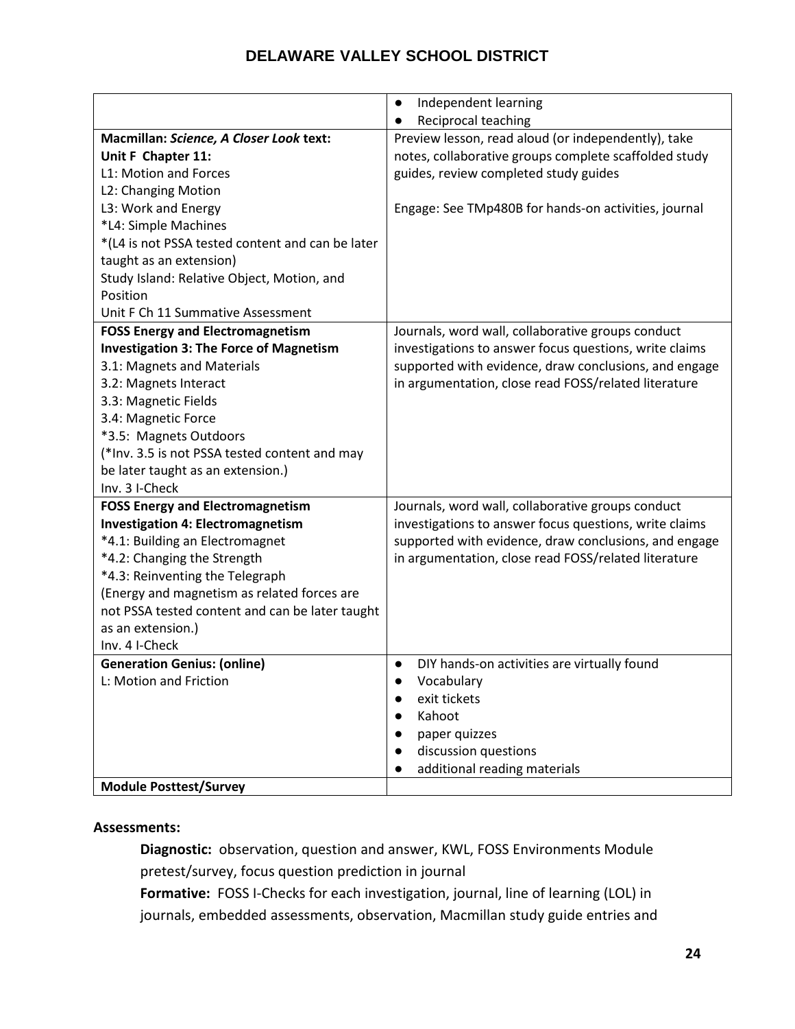| | |
|---|---|
| | ● Independent learning<br>● Reciprocal teaching |
| **Macmillan: *Science, A Closer Look* text:**<br>**Unit F Chapter 11:**<br>L1: Motion and Forces<br>L2: Changing Motion<br>L3: Work and Energy<br>*L4: Simple Machines<br>*(L4 is not PSSA tested content and can be later taught as an extension)<br>Study Island: Relative Object, Motion, and Position<br>Unit F Ch 11 Summative Assessment | Preview lesson, read aloud (or independently), take notes, collaborative groups complete scaffolded study guides, review completed study guides<br><br>Engage: See TMp480B for hands-on activities, journal |
| **FOSS Energy and Electromagnetism**<br>**Investigation 3: The Force of Magnetism**<br>3.1: Magnets and Materials<br>3.2: Magnets Interact<br>3.3: Magnetic Fields<br>3.4: Magnetic Force<br>*3.5: Magnets Outdoors<br>(*Inv. 3.5 is not PSSA tested content and may be later taught as an extension.)<br>Inv. 3 I-Check | Journals, word wall, collaborative groups conduct investigations to answer focus questions, write claims supported with evidence, draw conclusions, and engage in argumentation, close read FOSS/related literature |
| **FOSS Energy and Electromagnetism**<br>**Investigation 4: Electromagnetism**<br>*4.1: Building an Electromagnet<br>*4.2: Changing the Strength<br>*4.3: Reinventing the Telegraph<br>(Energy and magnetism as related forces are not PSSA tested content and can be later taught as an extension.)<br>Inv. 4 I-Check | Journals, word wall, collaborative groups conduct investigations to answer focus questions, write claims supported with evidence, draw conclusions, and engage in argumentation, close read FOSS/related literature |
| **Generation Genius: (online)**<br>L: Motion and Friction | ● DIY hands-on activities are virtually found<br>● Vocabulary<br>● exit tickets<br>● Kahoot<br>● paper quizzes<br>● discussion questions<br>● additional reading materials |
| **Module Posttest/Survey** | |

**Assessments:**

**Diagnostic:** observation, question and answer, KWL, FOSS Environments Module pretest/survey, focus question prediction in journal

**Formative:** FOSS I-Checks for each investigation, journal, line of learning (LOL) in journals, embedded assessments, observation, Macmillan study guide entries and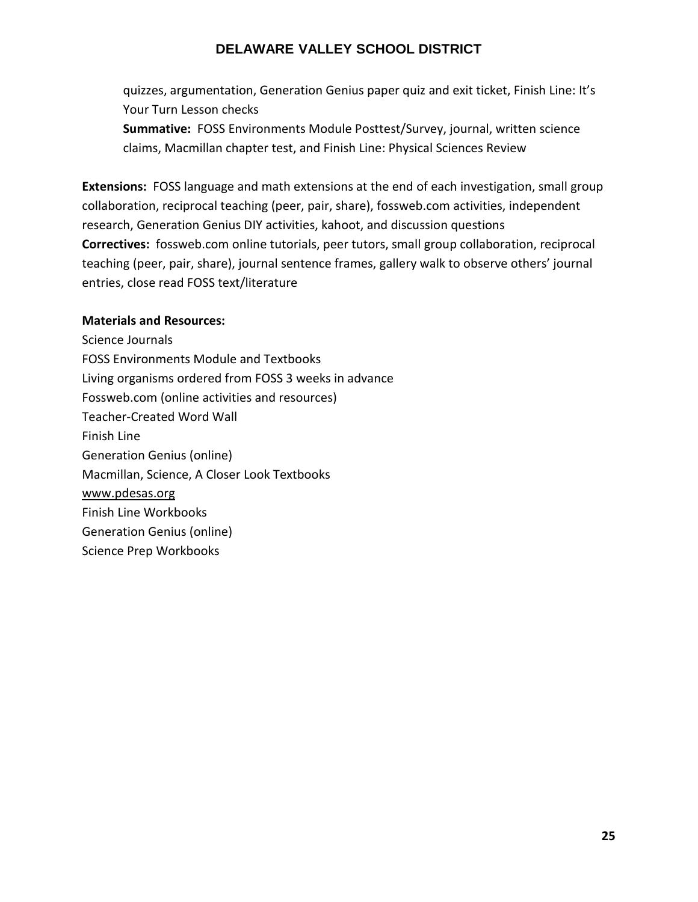quizzes, argumentation, Generation Genius paper quiz and exit ticket, Finish Line: It's Your Turn Lesson checks

**Summative:** FOSS Environments Module Posttest/Survey, journal, written science claims, Macmillan chapter test, and Finish Line: Physical Sciences Review

**Extensions:** FOSS language and math extensions at the end of each investigation, small group collaboration, reciprocal teaching (peer, pair, share), fossweb.com activities, independent research, Generation Genius DIY activities, kahoot, and discussion questions

**Correctives:** fossweb.com online tutorials, peer tutors, small group collaboration, reciprocal teaching (peer, pair, share), journal sentence frames, gallery walk to observe others' journal entries, close read FOSS text/literature

**Materials and Resources:**

Science Journals
FOSS Environments Module and Textbooks
Living organisms ordered from FOSS 3 weeks in advance
Fossweb.com (online activities and resources)
Teacher-Created Word Wall
Finish Line
Generation Genius (online)
Macmillan, Science, A Closer Look Textbooks
www.pdesas.org
Finish Line Workbooks
Generation Genius (online)
Science Prep Workbooks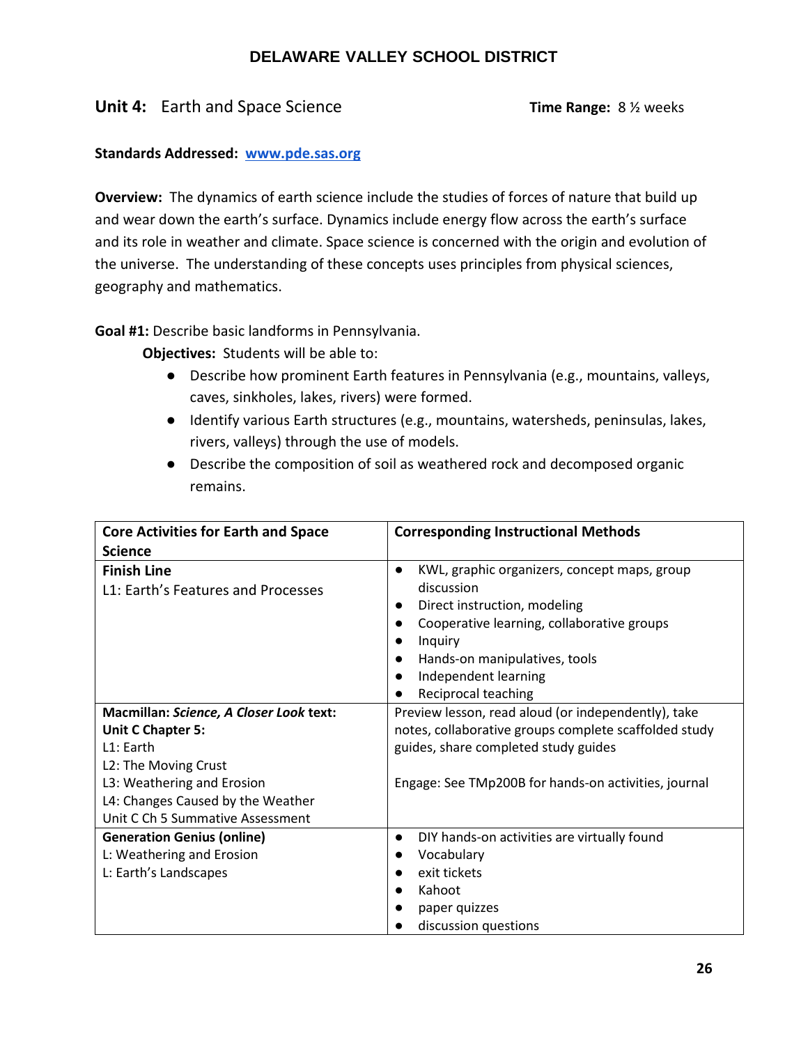## DELAWARE VALLEY SCHOOL DISTRICT

**Unit 4:** Earth and Space Science **Time Range:** 8 ½ weeks

**Standards Addressed:** [www.pde.sas.org](http://www.pde.sas.org)

**Overview:** The dynamics of earth science include the studies of forces of nature that build up and wear down the earth's surface. Dynamics include energy flow across the earth's surface and its role in weather and climate. Space science is concerned with the origin and evolution of the universe. The understanding of these concepts uses principles from physical sciences, geography and mathematics.

**Goal #1:** Describe basic landforms in Pennsylvania.

**Objectives:** Students will be able to:

- Describe how prominent Earth features in Pennsylvania (e.g., mountains, valleys, caves, sinkholes, lakes, rivers) were formed.
- Identify various Earth structures (e.g., mountains, watersheds, peninsulas, lakes, rivers, valleys) through the use of models.
- Describe the composition of soil as weathered rock and decomposed organic remains.

| Core Activities for Earth and Space Science | Corresponding Instructional Methods |
|---|---|
| **Finish Line**<br>L1: Earth's Features and Processes | • KWL, graphic organizers, concept maps, group discussion<br>• Direct instruction, modeling<br>• Cooperative learning, collaborative groups<br>• Inquiry<br>• Hands-on manipulatives, tools<br>• Independent learning<br>• Reciprocal teaching |
| **Macmillan: *Science, A Closer Look* text:**<br>**Unit C Chapter 5:**<br>L1: Earth<br>L2: The Moving Crust<br>L3: Weathering and Erosion<br>L4: Changes Caused by the Weather<br>Unit C Ch 5 Summative Assessment | Preview lesson, read aloud (or independently), take notes, collaborative groups complete scaffolded study guides, share completed study guides<br><br>Engage: See TMp200B for hands-on activities, journal |
| **Generation Genius (online)**<br>L: Weathering and Erosion<br>L: Earth's Landscapes | • DIY hands-on activities are virtually found<br>• Vocabulary<br>• exit tickets<br>• Kahoot<br>• paper quizzes<br>• discussion questions |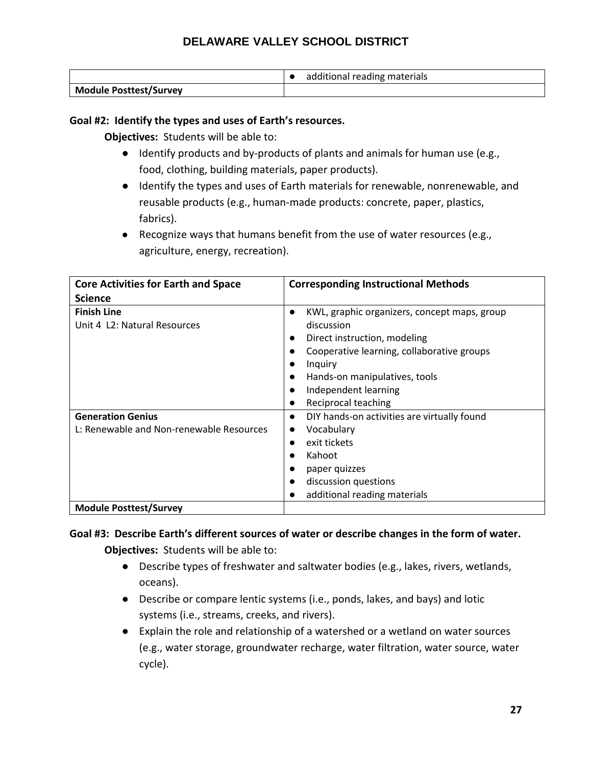|  | additional reading materials |
| --- | --- |
| **Module Posttest/Survey** |  |

**Goal #2: Identify the types and uses of Earth's resources.**

**Objectives:** Students will be able to:

- Identify products and by-products of plants and animals for human use (e.g., food, clothing, building materials, paper products).
- Identify the types and uses of Earth materials for renewable, nonrenewable, and reusable products (e.g., human-made products: concrete, paper, plastics, fabrics).
- Recognize ways that humans benefit from the use of water resources (e.g., agriculture, energy, recreation).

| Core Activities for Earth and Space Science | Corresponding Instructional Methods |
| --- | --- |
| **Finish Line**<br>Unit 4 L2: Natural Resources | • KWL, graphic organizers, concept maps, group discussion<br>• Direct instruction, modeling<br>• Cooperative learning, collaborative groups<br>• Inquiry<br>• Hands-on manipulatives, tools<br>• Independent learning<br>• Reciprocal teaching |
| **Generation Genius**<br>L: Renewable and Non-renewable Resources | • DIY hands-on activities are virtually found<br>• Vocabulary<br>• exit tickets<br>• Kahoot<br>• paper quizzes<br>• discussion questions<br>• additional reading materials |
| **Module Posttest/Survey** |  |

**Goal #3: Describe Earth's different sources of water or describe changes in the form of water.**

**Objectives:** Students will be able to:

- Describe types of freshwater and saltwater bodies (e.g., lakes, rivers, wetlands, oceans).
- Describe or compare lentic systems (i.e., ponds, lakes, and bays) and lotic systems (i.e., streams, creeks, and rivers).
- Explain the role and relationship of a watershed or a wetland on water sources (e.g., water storage, groundwater recharge, water filtration, water source, water cycle).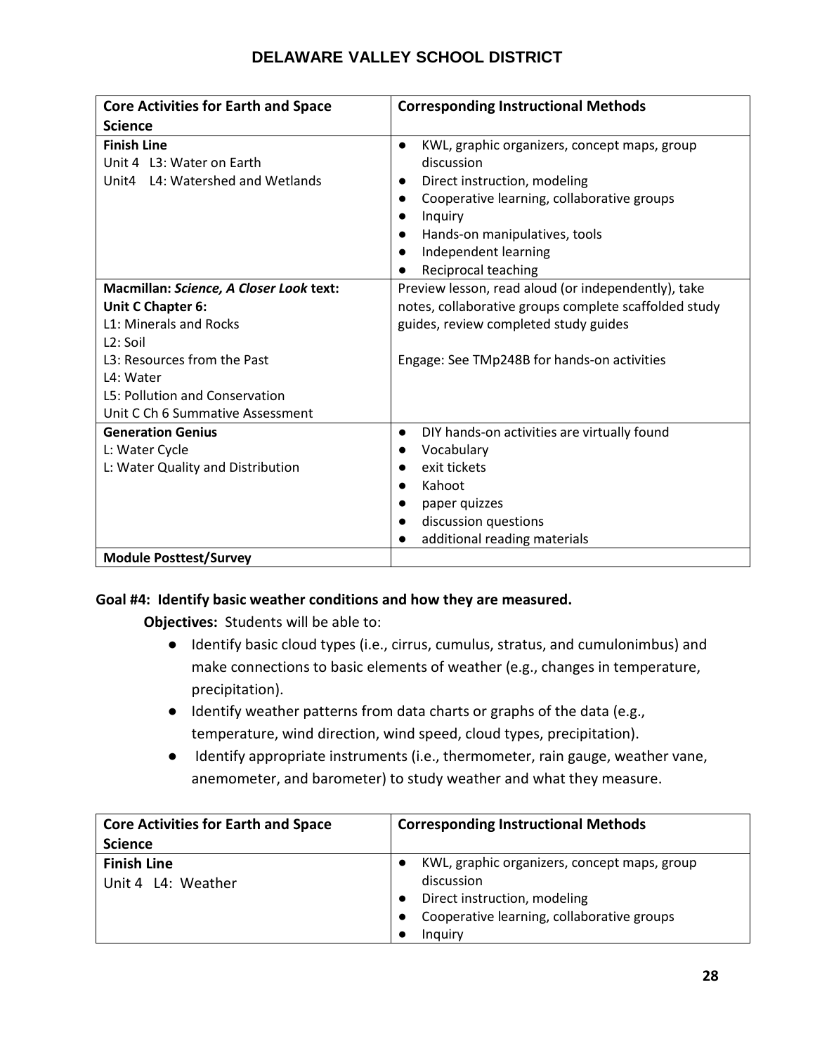| Core Activities for Earth and Space Science | Corresponding Instructional Methods |
|---|---|
| **Finish Line**<br>Unit 4 L3: Water on Earth<br>Unit4 L4: Watershed and Wetlands | ● KWL, graphic organizers, concept maps, group discussion<br>● Direct instruction, modeling<br>● Cooperative learning, collaborative groups<br>● Inquiry<br>● Hands-on manipulatives, tools<br>● Independent learning<br>● Reciprocal teaching |
| **Macmillan: *Science, A Closer Look* text:**<br>**Unit C Chapter 6:**<br>L1: Minerals and Rocks<br>L2: Soil<br>L3: Resources from the Past<br>L4: Water<br>L5: Pollution and Conservation<br>Unit C Ch 6 Summative Assessment | Preview lesson, read aloud (or independently), take notes, collaborative groups complete scaffolded study guides, review completed study guides<br><br>Engage: See TMp248B for hands-on activities |
| **Generation Genius**<br>L: Water Cycle<br>L: Water Quality and Distribution | ● DIY hands-on activities are virtually found<br>● Vocabulary<br>● exit tickets<br>● Kahoot<br>● paper quizzes<br>● discussion questions<br>● additional reading materials |
| **Module Posttest/Survey** | |

**Goal #4: Identify basic weather conditions and how they are measured.**

**Objectives:** Students will be able to:

- Identify basic cloud types (i.e., cirrus, cumulus, stratus, and cumulonimbus) and make connections to basic elements of weather (e.g., changes in temperature, precipitation).
- Identify weather patterns from data charts or graphs of the data (e.g., temperature, wind direction, wind speed, cloud types, precipitation).
- Identify appropriate instruments (i.e., thermometer, rain gauge, weather vane, anemometer, and barometer) to study weather and what they measure.

| Core Activities for Earth and Space Science | Corresponding Instructional Methods |
|---|---|
| **Finish Line**<br>Unit 4 L4: Weather | ● KWL, graphic organizers, concept maps, group discussion<br>● Direct instruction, modeling<br>● Cooperative learning, collaborative groups<br>● Inquiry |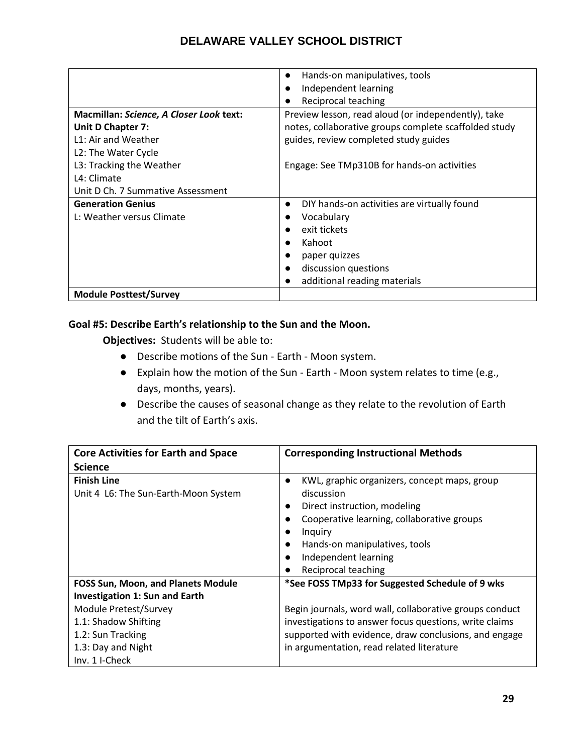| | |
|---|---|
| | ● Hands-on manipulatives, tools<br>● Independent learning<br>● Reciprocal teaching |
| **Macmillan: *Science, A Closer Look* text:**<br>**Unit D Chapter 7:**<br>L1: Air and Weather<br>L2: The Water Cycle<br>L3: Tracking the Weather<br>L4: Climate<br>Unit D Ch. 7 Summative Assessment | Preview lesson, read aloud (or independently), take notes, collaborative groups complete scaffolded study guides, review completed study guides<br><br>Engage: See TMp310B for hands-on activities |
| **Generation Genius**<br>L: Weather versus Climate | ● DIY hands-on activities are virtually found<br>● Vocabulary<br>● exit tickets<br>● Kahoot<br>● paper quizzes<br>● discussion questions<br>● additional reading materials |
| **Module Posttest/Survey** | |

**Goal #5: Describe Earth's relationship to the Sun and the Moon.**

**Objectives:** Students will be able to:

- Describe motions of the Sun - Earth - Moon system.
- Explain how the motion of the Sun - Earth - Moon system relates to time (e.g., days, months, years).
- Describe the causes of seasonal change as they relate to the revolution of Earth and the tilt of Earth's axis.

| **Core Activities for Earth and Space Science** | **Corresponding Instructional Methods** |
|---|---|
| **Finish Line**<br>Unit 4 L6: The Sun-Earth-Moon System | ● KWL, graphic organizers, concept maps, group discussion<br>● Direct instruction, modeling<br>● Cooperative learning, collaborative groups<br>● Inquiry<br>● Hands-on manipulatives, tools<br>● Independent learning<br>● Reciprocal teaching |
| **FOSS Sun, Moon, and Planets Module**<br>**Investigation 1: Sun and Earth**<br>Module Pretest/Survey<br>1.1: Shadow Shifting<br>1.2: Sun Tracking<br>1.3: Day and Night<br>Inv. 1 I-Check | **\*See FOSS TMp33 for Suggested Schedule of 9 wks**<br><br>Begin journals, word wall, collaborative groups conduct investigations to answer focus questions, write claims supported with evidence, draw conclusions, and engage in argumentation, read related literature |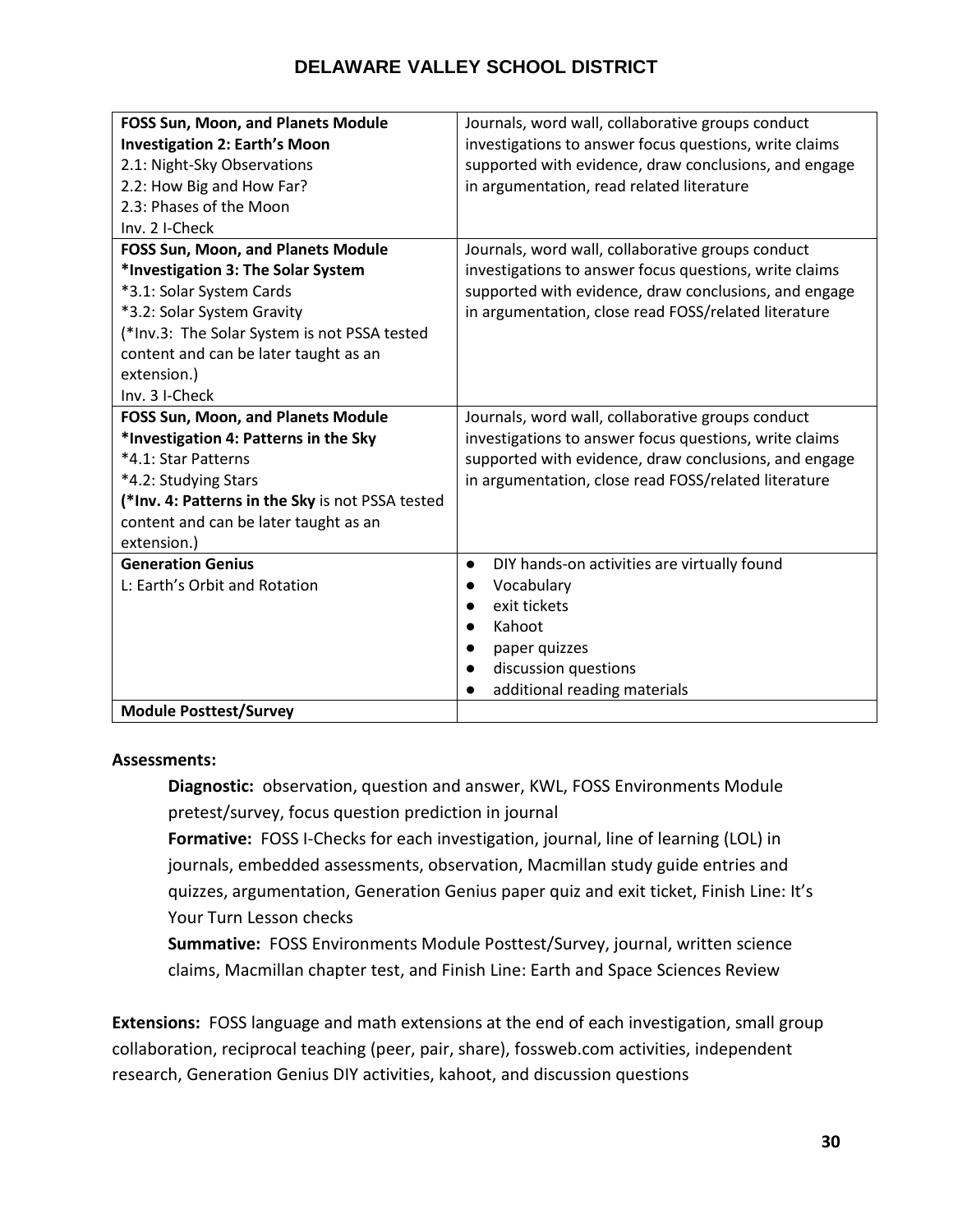| **FOSS Sun, Moon, and Planets Module**<br>**Investigation 2: Earth's Moon**<br>2.1: Night-Sky Observations<br>2.2: How Big and How Far?<br>2.3: Phases of the Moon<br>Inv. 2 I-Check | Journals, word wall, collaborative groups conduct investigations to answer focus questions, write claims supported with evidence, draw conclusions, and engage in argumentation, read related literature |
|---|---|
| **FOSS Sun, Moon, and Planets Module**<br>***Investigation 3: The Solar System**<br>*3.1: Solar System Cards<br>*3.2: Solar System Gravity<br>(*Inv.3: The Solar System is not PSSA tested content and can be later taught as an extension.)<br>Inv. 3 I-Check | Journals, word wall, collaborative groups conduct investigations to answer focus questions, write claims supported with evidence, draw conclusions, and engage in argumentation, close read FOSS/related literature |
| **FOSS Sun, Moon, and Planets Module**<br>***Investigation 4: Patterns in the Sky**<br>*4.1: Star Patterns<br>*4.2: Studying Stars<br>**(*Inv. 4: Patterns in the Sky** is not PSSA tested content and can be later taught as an extension.) | Journals, word wall, collaborative groups conduct investigations to answer focus questions, write claims supported with evidence, draw conclusions, and engage in argumentation, close read FOSS/related literature |
| **Generation Genius**<br>L: Earth's Orbit and Rotation | • DIY hands-on activities are virtually found<br>• Vocabulary<br>• exit tickets<br>• Kahoot<br>• paper quizzes<br>• discussion questions<br>• additional reading materials |
| **Module Posttest/Survey** | |

**Assessments:**

**Diagnostic:** observation, question and answer, KWL, FOSS Environments Module pretest/survey, focus question prediction in journal

**Formative:** FOSS I-Checks for each investigation, journal, line of learning (LOL) in journals, embedded assessments, observation, Macmillan study guide entries and quizzes, argumentation, Generation Genius paper quiz and exit ticket, Finish Line: It's Your Turn Lesson checks

**Summative:** FOSS Environments Module Posttest/Survey, journal, written science claims, Macmillan chapter test, and Finish Line: Earth and Space Sciences Review

**Extensions:** FOSS language and math extensions at the end of each investigation, small group collaboration, reciprocal teaching (peer, pair, share), fossweb.com activities, independent research, Generation Genius DIY activities, kahoot, and discussion questions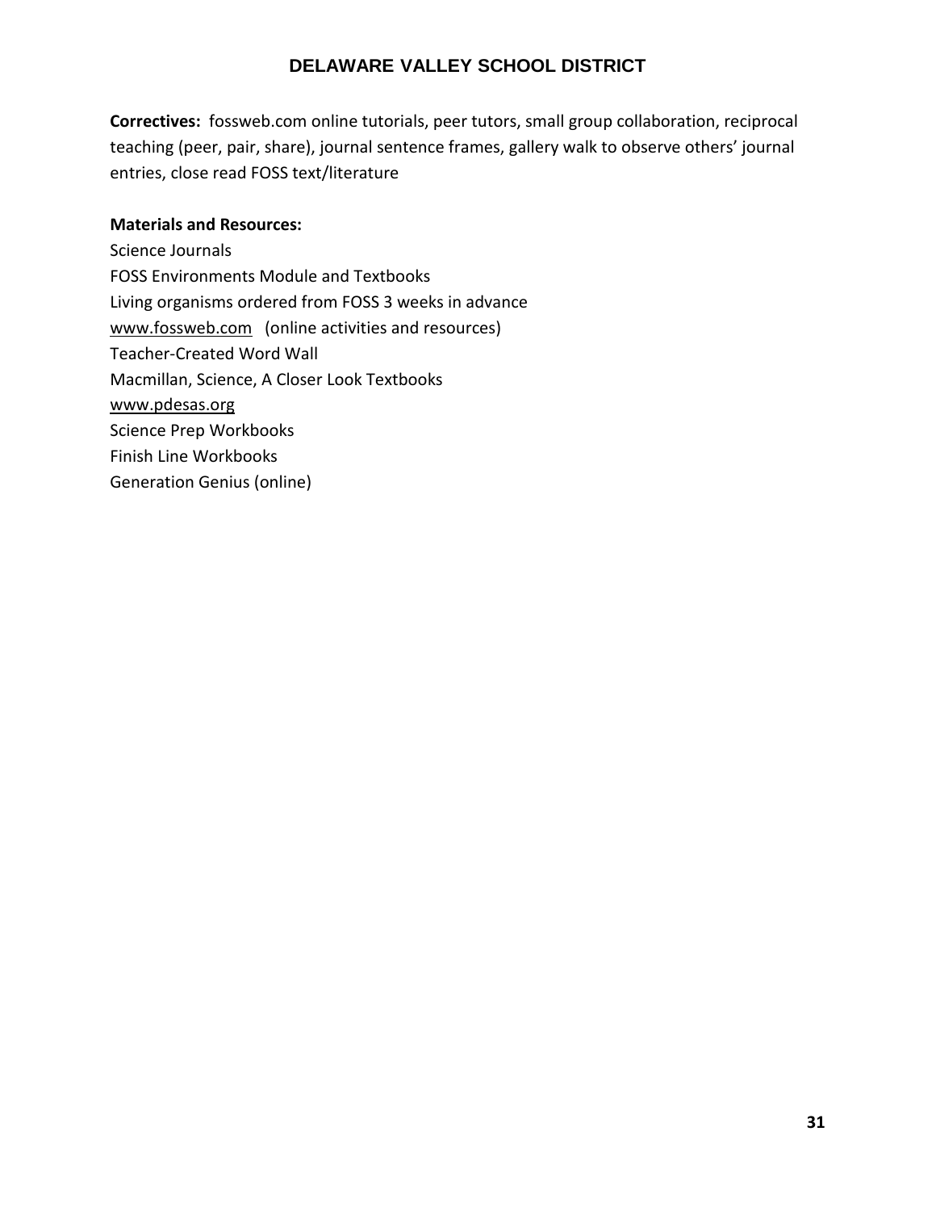**Correctives:** fossweb.com online tutorials, peer tutors, small group collaboration, reciprocal teaching (peer, pair, share), journal sentence frames, gallery walk to observe others' journal entries, close read FOSS text/literature

**Materials and Resources:**

Science Journals
FOSS Environments Module and Textbooks
Living organisms ordered from FOSS 3 weeks in advance
www.fossweb.com (online activities and resources)
Teacher-Created Word Wall
Macmillan, Science, A Closer Look Textbooks
www.pdesas.org
Science Prep Workbooks
Finish Line Workbooks
Generation Genius (online)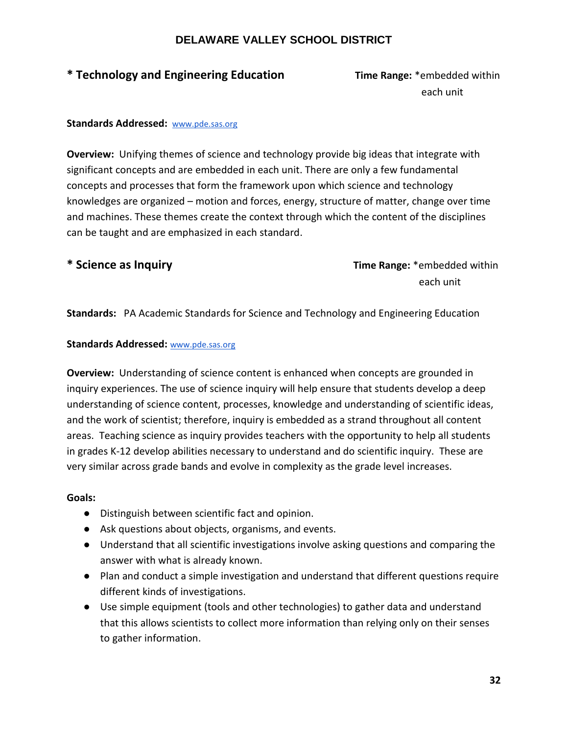DELAWARE VALLEY SCHOOL DISTRICT

## * Technology and Engineering Education

**Time Range:** *embedded within each unit

**Standards Addressed:** www.pde.sas.org

**Overview:** Unifying themes of science and technology provide big ideas that integrate with significant concepts and are embedded in each unit. There are only a few fundamental concepts and processes that form the framework upon which science and technology knowledges are organized – motion and forces, energy, structure of matter, change over time and machines. These themes create the context through which the content of the disciplines can be taught and are emphasized in each standard.

## * Science as Inquiry

**Time Range:** *embedded within each unit

**Standards:** PA Academic Standards for Science and Technology and Engineering Education

**Standards Addressed:** www.pde.sas.org

**Overview:** Understanding of science content is enhanced when concepts are grounded in inquiry experiences. The use of science inquiry will help ensure that students develop a deep understanding of science content, processes, knowledge and understanding of scientific ideas, and the work of scientist; therefore, inquiry is embedded as a strand throughout all content areas. Teaching science as inquiry provides teachers with the opportunity to help all students in grades K-12 develop abilities necessary to understand and do scientific inquiry. These are very similar across grade bands and evolve in complexity as the grade level increases.

**Goals:**

- Distinguish between scientific fact and opinion.
- Ask questions about objects, organisms, and events.
- Understand that all scientific investigations involve asking questions and comparing the answer with what is already known.
- Plan and conduct a simple investigation and understand that different questions require different kinds of investigations.
- Use simple equipment (tools and other technologies) to gather data and understand that this allows scientists to collect more information than relying only on their senses to gather information.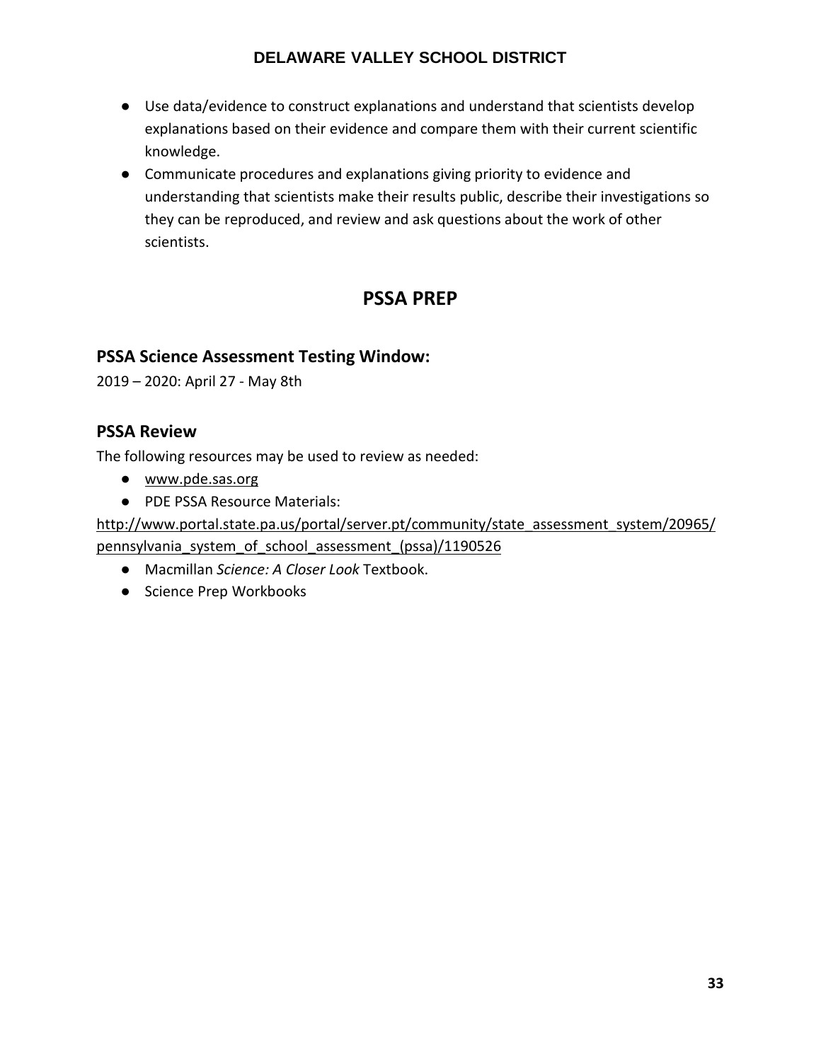- Use data/evidence to construct explanations and understand that scientists develop explanations based on their evidence and compare them with their current scientific knowledge.
- Communicate procedures and explanations giving priority to evidence and understanding that scientists make their results public, describe their investigations so they can be reproduced, and review and ask questions about the work of other scientists.

# PSSA PREP

## PSSA Science Assessment Testing Window:

2019 – 2020: April 27 - May 8th

## PSSA Review

The following resources may be used to review as needed:

- www.pde.sas.org
- PDE PSSA Resource Materials:

http://www.portal.state.pa.us/portal/server.pt/community/state_assessment_system/20965/pennsylvania_system_of_school_assessment_(pssa)/1190526

- Macmillan *Science: A Closer Look* Textbook.
- Science Prep Workbooks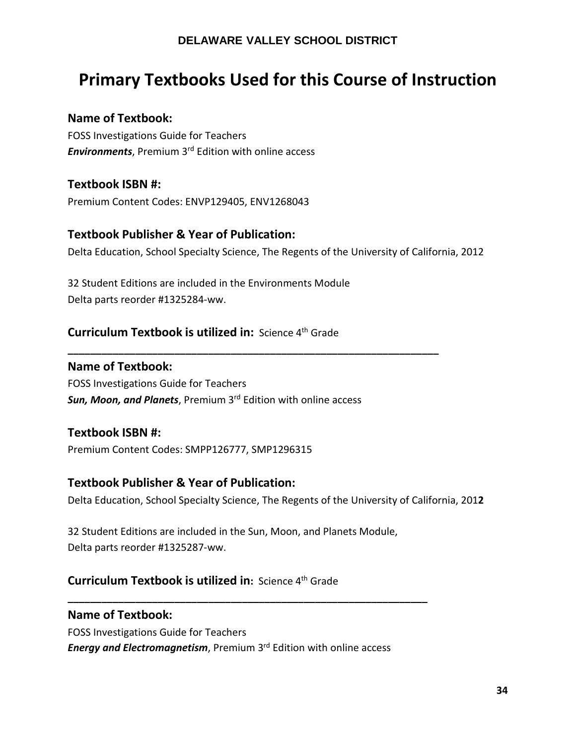# Primary Textbooks Used for this Course of Instruction

### Name of Textbook:

FOSS Investigations Guide for Teachers
***Environments***, Premium 3rd Edition with online access

### Textbook ISBN #:

Premium Content Codes: ENVP129405, ENV1268043

### Textbook Publisher & Year of Publication:

Delta Education, School Specialty Science, The Regents of the University of California, 2012

32 Student Editions are included in the Environments Module
Delta parts reorder #1325284-ww.

**Curriculum Textbook is utilized in:** Science 4th Grade

---

### Name of Textbook:

FOSS Investigations Guide for Teachers
***Sun, Moon, and Planets***, Premium 3rd Edition with online access

### Textbook ISBN #:

Premium Content Codes: SMPP126777, SMP1296315

### Textbook Publisher & Year of Publication:

Delta Education, School Specialty Science, The Regents of the University of California, 2012

32 Student Editions are included in the Sun, Moon, and Planets Module,
Delta parts reorder #1325287-ww.

**Curriculum Textbook is utilized in:** Science 4th Grade

---

### Name of Textbook:

FOSS Investigations Guide for Teachers
***Energy and Electromagnetism***, Premium 3rd Edition with online access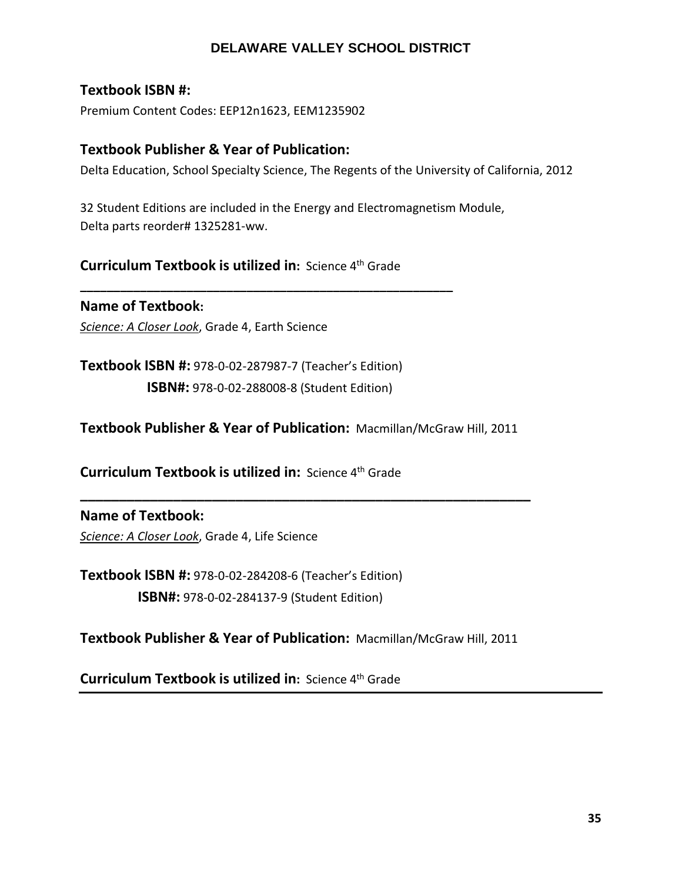## Textbook ISBN #:

Premium Content Codes: EEP12n1623, EEM1235902

## Textbook Publisher & Year of Publication:

Delta Education, School Specialty Science, The Regents of the University of California, 2012

32 Student Editions are included in the Energy and Electromagnetism Module,
Delta parts reorder# 1325281-ww.

**Curriculum Textbook is utilized in:** Science 4th Grade

---

**Name of Textbook:**

*Science: A Closer Look*, Grade 4, Earth Science

**Textbook ISBN #:** 978-0-02-287987-7 (Teacher's Edition)
**ISBN#:** 978-0-02-288008-8 (Student Edition)

**Textbook Publisher & Year of Publication:** Macmillan/McGraw Hill, 2011

**Curriculum Textbook is utilized in:** Science 4th Grade

---

**Name of Textbook:**

*Science: A Closer Look*, Grade 4, Life Science

**Textbook ISBN #:** 978-0-02-284208-6 (Teacher's Edition)
**ISBN#:** 978-0-02-284137-9 (Student Edition)

**Textbook Publisher & Year of Publication:** Macmillan/McGraw Hill, 2011

**Curriculum Textbook is utilized in:** Science 4th Grade

---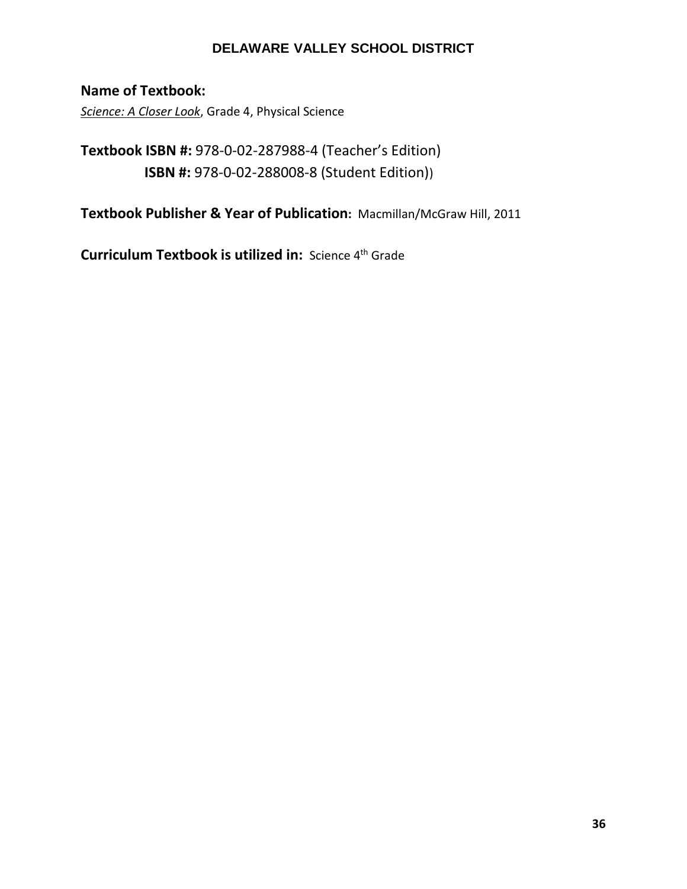**DELAWARE VALLEY SCHOOL DISTRICT**

**Name of Textbook:**

*Science: A Closer Look*, Grade 4, Physical Science

**Textbook ISBN #:** 978-0-02-287988-4 (Teacher's Edition)

**ISBN #:** 978-0-02-288008-8 (Student Edition))

**Textbook Publisher & Year of Publication:** Macmillan/McGraw Hill, 2011

**Curriculum Textbook is utilized in:** Science 4th Grade